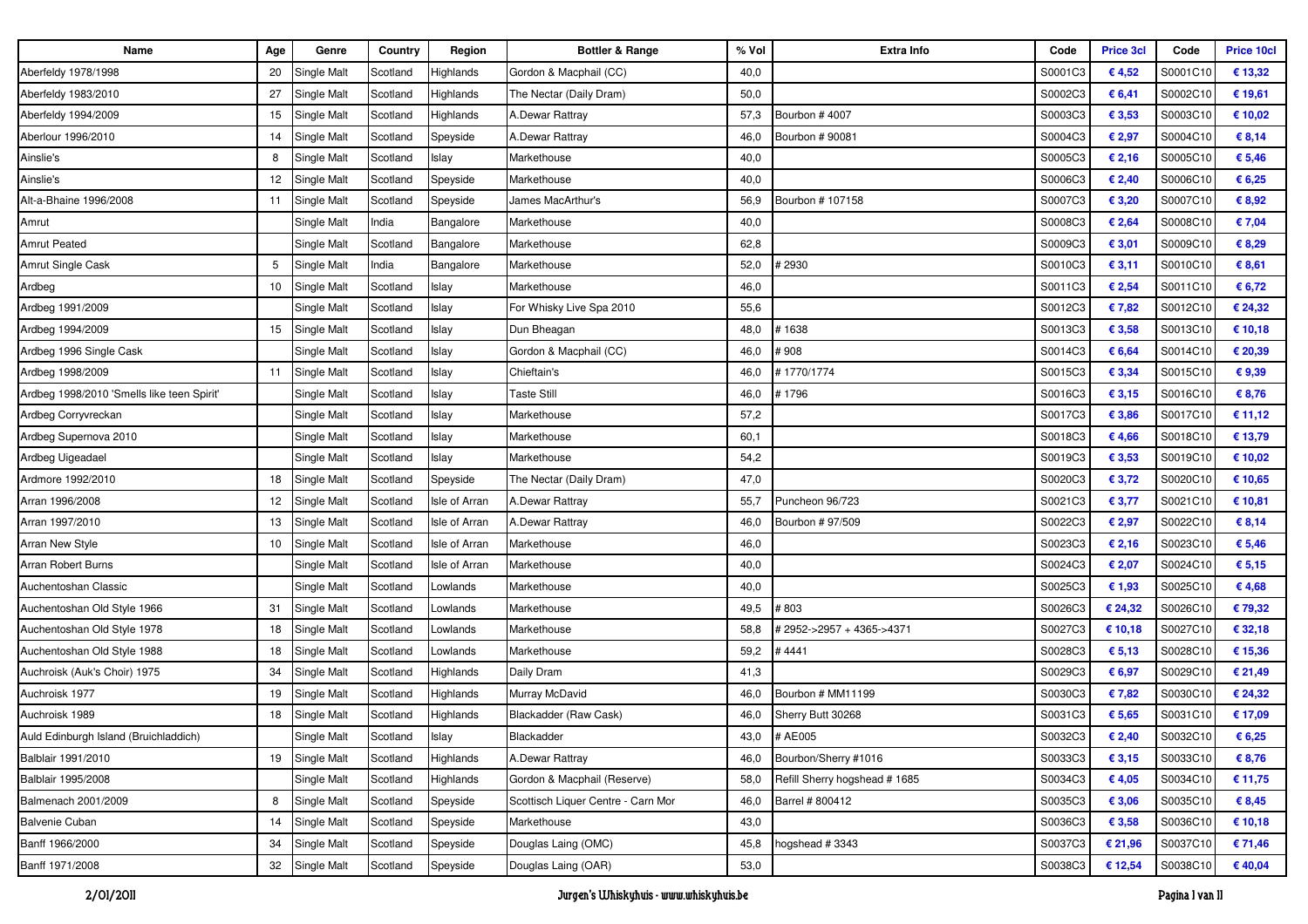| Name | Age | Genre | Country | Region | Bottler & Range | % Vol | Extra Info | Code | Price 3cl | Code | Price 10cl |
|---|---|---|---|---|---|---|---|---|---|---|---|
| Aberfeldy 1978/1998 | 20 | Single Malt | Scotland | Highlands | Gordon & Macphail (CC) | 40,0 | | S0001C3 | € 4,52 | S0001C10 | € 13,32 |
| Aberfeldy 1983/2010 | 27 | Single Malt | Scotland | Highlands | The Nectar (Daily Dram) | 50,0 | | S0002C3 | € 6,41 | S0002C10 | € 19,61 |
| Aberfeldy 1994/2009 | 15 | Single Malt | Scotland | Highlands | A.Dewar Rattray | 57,3 | Bourbon # 4007 | S0003C3 | € 3,53 | S0003C10 | € 10,02 |
| Aberlour 1996/2010 | 14 | Single Malt | Scotland | Speyside | A.Dewar Rattray | 46,0 | Bourbon # 90081 | S0004C3 | € 2,97 | S0004C10 | € 8,14 |
| Ainslie's | 8 | Single Malt | Scotland | Islay | Markethouse | 40,0 | | S0005C3 | € 2,16 | S0005C10 | € 5,46 |
| Ainslie's | 12 | Single Malt | Scotland | Speyside | Markethouse | 40,0 | | S0006C3 | € 2,40 | S0006C10 | € 6,25 |
| Alt-a-Bhaine 1996/2008 | 11 | Single Malt | Scotland | Speyside | James MacArthur's | 56,9 | Bourbon # 107158 | S0007C3 | € 3,20 | S0007C10 | € 8,92 |
| Amrut | | Single Malt | India | Bangalore | Markethouse | 40,0 | | S0008C3 | € 2,64 | S0008C10 | € 7,04 |
| Amrut Peated | | Single Malt | Scotland | Bangalore | Markethouse | 62,8 | | S0009C3 | € 3,01 | S0009C10 | € 8,29 |
| Amrut Single Cask | 5 | Single Malt | India | Bangalore | Markethouse | 52,0 | # 2930 | S0010C3 | € 3,11 | S0010C10 | € 8,61 |
| Ardbeg | 10 | Single Malt | Scotland | Islay | Markethouse | 46,0 | | S0011C3 | € 2,54 | S0011C10 | € 6,72 |
| Ardbeg 1991/2009 | | Single Malt | Scotland | Islay | For Whisky Live Spa 2010 | 55,6 | | S0012C3 | € 7,82 | S0012C10 | € 24,32 |
| Ardbeg 1994/2009 | 15 | Single Malt | Scotland | Islay | Dun Bheagan | 48,0 | # 1638 | S0013C3 | € 3,58 | S0013C10 | € 10,18 |
| Ardbeg 1996 Single Cask | | Single Malt | Scotland | Islay | Gordon & Macphail (CC) | 46,0 | # 908 | S0014C3 | € 6,64 | S0014C10 | € 20,39 |
| Ardbeg 1998/2009 | 11 | Single Malt | Scotland | Islay | Chieftain's | 46,0 | # 1770/1774 | S0015C3 | € 3,34 | S0015C10 | € 9,39 |
| Ardbeg 1998/2010 'Smells like teen Spirit' | | Single Malt | Scotland | Islay | Taste Still | 46,0 | # 1796 | S0016C3 | € 3,15 | S0016C10 | € 8,76 |
| Ardbeg Corryvreckan | | Single Malt | Scotland | Islay | Markethouse | 57,2 | | S0017C3 | € 3,86 | S0017C10 | € 11,12 |
| Ardbeg Supernova 2010 | | Single Malt | Scotland | Islay | Markethouse | 60,1 | | S0018C3 | € 4,66 | S0018C10 | € 13,79 |
| Ardbeg Uigeadael | | Single Malt | Scotland | Islay | Markethouse | 54,2 | | S0019C3 | € 3,53 | S0019C10 | € 10,02 |
| Ardmore 1992/2010 | 18 | Single Malt | Scotland | Speyside | The Nectar (Daily Dram) | 47,0 | | S0020C3 | € 3,72 | S0020C10 | € 10,65 |
| Arran 1996/2008 | 12 | Single Malt | Scotland | Isle of Arran | A.Dewar Rattray | 55,7 | Puncheon 96/723 | S0021C3 | € 3,77 | S0021C10 | € 10,81 |
| Arran 1997/2010 | 13 | Single Malt | Scotland | Isle of Arran | A.Dewar Rattray | 46,0 | Bourbon # 97/509 | S0022C3 | € 2,97 | S0022C10 | € 8,14 |
| Arran New Style | 10 | Single Malt | Scotland | Isle of Arran | Markethouse | 46,0 | | S0023C3 | € 2,16 | S0023C10 | € 5,46 |
| Arran Robert Burns | | Single Malt | Scotland | Isle of Arran | Markethouse | 40,0 | | S0024C3 | € 2,07 | S0024C10 | € 5,15 |
| Auchentoshan Classic | | Single Malt | Scotland | Lowlands | Markethouse | 40,0 | | S0025C3 | € 1,93 | S0025C10 | € 4,68 |
| Auchentoshan Old Style 1966 | 31 | Single Malt | Scotland | Lowlands | Markethouse | 49,5 | # 803 | S0026C3 | € 24,32 | S0026C10 | € 79,32 |
| Auchentoshan Old Style 1978 | 18 | Single Malt | Scotland | Lowlands | Markethouse | 58,8 | # 2952->2957 + 4365->4371 | S0027C3 | € 10,18 | S0027C10 | € 32,18 |
| Auchentoshan Old Style 1988 | 18 | Single Malt | Scotland | Lowlands | Markethouse | 59,2 | # 4441 | S0028C3 | € 5,13 | S0028C10 | € 15,36 |
| Auchroisk (Auk's Choir) 1975 | 34 | Single Malt | Scotland | Highlands | Daily Dram | 41,3 | | S0029C3 | € 6,97 | S0029C10 | € 21,49 |
| Auchroisk 1977 | 19 | Single Malt | Scotland | Highlands | Murray McDavid | 46,0 | Bourbon # MM11199 | S0030C3 | € 7,82 | S0030C10 | € 24,32 |
| Auchroisk 1989 | 18 | Single Malt | Scotland | Highlands | Blackadder (Raw Cask) | 46,0 | Sherry Butt 30268 | S0031C3 | € 5,65 | S0031C10 | € 17,09 |
| Auld Edinburgh Island (Bruichladdich) | | Single Malt | Scotland | Islay | Blackadder | 43,0 | # AE005 | S0032C3 | € 2,40 | S0032C10 | € 6,25 |
| Balblair 1991/2010 | 19 | Single Malt | Scotland | Highlands | A.Dewar Rattray | 46,0 | Bourbon/Sherry #1016 | S0033C3 | € 3,15 | S0033C10 | € 8,76 |
| Balblair 1995/2008 | | Single Malt | Scotland | Highlands | Gordon & Macphail (Reserve) | 58,0 | Refill Sherry hogshead # 1685 | S0034C3 | € 4,05 | S0034C10 | € 11,75 |
| Balmenach 2001/2009 | 8 | Single Malt | Scotland | Speyside | Scottisch Liquer Centre - Carn Mor | 46,0 | Barrel # 800412 | S0035C3 | € 3,06 | S0035C10 | € 8,45 |
| Balvenie Cuban | 14 | Single Malt | Scotland | Speyside | Markethouse | 43,0 | | S0036C3 | € 3,58 | S0036C10 | € 10,18 |
| Banff 1966/2000 | 34 | Single Malt | Scotland | Speyside | Douglas Laing (OMC) | 45,8 | hogshead # 3343 | S0037C3 | € 21,96 | S0037C10 | € 71,46 |
| Banff 1971/2008 | 32 | Single Malt | Scotland | Speyside | Douglas Laing (OAR) | 53,0 | | S0038C3 | € 12,54 | S0038C10 | € 40,04 |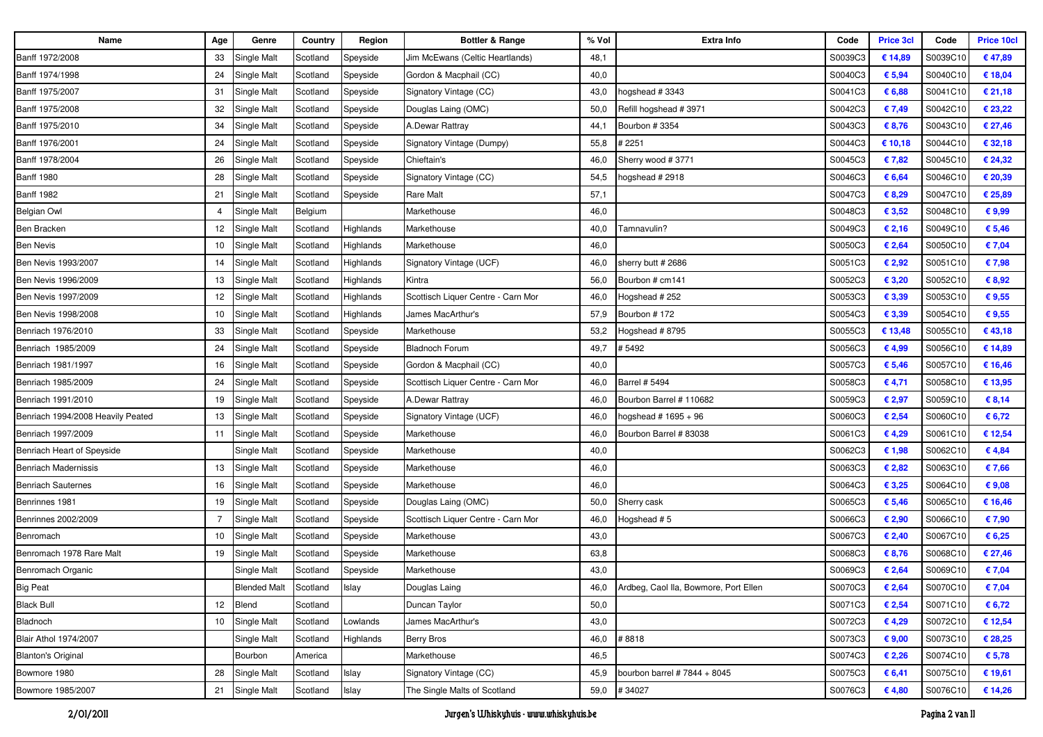| Name | Age | Genre | Country | Region | Bottler & Range | % Vol | Extra Info | Code | Price 3cl | Code | Price 10cl |
|---|---|---|---|---|---|---|---|---|---|---|---|
| Banff 1972/2008 | 33 | Single Malt | Scotland | Speyside | Jim McEwans (Celtic Heartlands) | 48,1 | | S0039C3 | € 14,89 | S0039C10 | € 47,89 |
| Banff 1974/1998 | 24 | Single Malt | Scotland | Speyside | Gordon & Macphail (CC) | 40,0 | | S0040C3 | € 5,94 | S0040C10 | € 18,04 |
| Banff 1975/2007 | 31 | Single Malt | Scotland | Speyside | Signatory Vintage (CC) | 43,0 | hogshead # 3343 | S0041C3 | € 6,88 | S0041C10 | € 21,18 |
| Banff 1975/2008 | 32 | Single Malt | Scotland | Speyside | Douglas Laing (OMC) | 50,0 | Refill hogshead # 3971 | S0042C3 | € 7,49 | S0042C10 | € 23,22 |
| Banff 1975/2010 | 34 | Single Malt | Scotland | Speyside | A.Dewar Rattray | 44,1 | Bourbon # 3354 | S0043C3 | € 8,76 | S0043C10 | € 27,46 |
| Banff 1976/2001 | 24 | Single Malt | Scotland | Speyside | Signatory Vintage (Dumpy) | 55,8 | # 2251 | S0044C3 | € 10,18 | S0044C10 | € 32,18 |
| Banff 1978/2004 | 26 | Single Malt | Scotland | Speyside | Chieftain's | 46,0 | Sherry wood # 3771 | S0045C3 | € 7,82 | S0045C10 | € 24,32 |
| Banff 1980 | 28 | Single Malt | Scotland | Speyside | Signatory Vintage (CC) | 54,5 | hogshead # 2918 | S0046C3 | € 6,64 | S0046C10 | € 20,39 |
| Banff 1982 | 21 | Single Malt | Scotland | Speyside | Rare Malt | 57,1 | | S0047C3 | € 8,29 | S0047C10 | € 25,89 |
| Belgian Owl | 4 | Single Malt | Belgium | | Markethouse | 46,0 | | S0048C3 | € 3,52 | S0048C10 | € 9,99 |
| Ben Bracken | 12 | Single Malt | Scotland | Highlands | Markethouse | 40,0 | Tamnavulin? | S0049C3 | € 2,16 | S0049C10 | € 5,46 |
| Ben Nevis | 10 | Single Malt | Scotland | Highlands | Markethouse | 46,0 | | S0050C3 | € 2,64 | S0050C10 | € 7,04 |
| Ben Nevis 1993/2007 | 14 | Single Malt | Scotland | Highlands | Signatory Vintage (UCF) | 46,0 | sherry butt # 2686 | S0051C3 | € 2,92 | S0051C10 | € 7,98 |
| Ben Nevis 1996/2009 | 13 | Single Malt | Scotland | Highlands | Kintra | 56,0 | Bourbon # cm141 | S0052C3 | € 3,20 | S0052C10 | € 8,92 |
| Ben Nevis 1997/2009 | 12 | Single Malt | Scotland | Highlands | Scottisch Liquer Centre - Carn Mor | 46,0 | Hogshead # 252 | S0053C3 | € 3,39 | S0053C10 | € 9,55 |
| Ben Nevis 1998/2008 | 10 | Single Malt | Scotland | Highlands | James MacArthur's | 57,9 | Bourbon # 172 | S0054C3 | € 3,39 | S0054C10 | € 9,55 |
| Benriach 1976/2010 | 33 | Single Malt | Scotland | Speyside | Markethouse | 53,2 | Hogshead # 8795 | S0055C3 | € 13,48 | S0055C10 | € 43,18 |
| Benriach  1985/2009 | 24 | Single Malt | Scotland | Speyside | Bladnoch Forum | 49,7 | # 5492 | S0056C3 | € 4,99 | S0056C10 | € 14,89 |
| Benriach 1981/1997 | 16 | Single Malt | Scotland | Speyside | Gordon & Macphail (CC) | 40,0 | | S0057C3 | € 5,46 | S0057C10 | € 16,46 |
| Benriach 1985/2009 | 24 | Single Malt | Scotland | Speyside | Scottisch Liquer Centre - Carn Mor | 46,0 | Barrel # 5494 | S0058C3 | € 4,71 | S0058C10 | € 13,95 |
| Benriach 1991/2010 | 19 | Single Malt | Scotland | Speyside | A.Dewar Rattray | 46,0 | Bourbon Barrel # 110682 | S0059C3 | € 2,97 | S0059C10 | € 8,14 |
| Benriach 1994/2008 Heavily Peated | 13 | Single Malt | Scotland | Speyside | Signatory Vintage (UCF) | 46,0 | hogshead # 1695 + 96 | S0060C3 | € 2,54 | S0060C10 | € 6,72 |
| Benriach 1997/2009 | 11 | Single Malt | Scotland | Speyside | Markethouse | 46,0 | Bourbon Barrel # 83038 | S0061C3 | € 4,29 | S0061C10 | € 12,54 |
| Benriach Heart of Speyside | | Single Malt | Scotland | Speyside | Markethouse | 40,0 | | S0062C3 | € 1,98 | S0062C10 | € 4,84 |
| Benriach Madernissis | 13 | Single Malt | Scotland | Speyside | Markethouse | 46,0 | | S0063C3 | € 2,82 | S0063C10 | € 7,66 |
| Benriach Sauternes | 16 | Single Malt | Scotland | Speyside | Markethouse | 46,0 | | S0064C3 | € 3,25 | S0064C10 | € 9,08 |
| Benrinnes 1981 | 19 | Single Malt | Scotland | Speyside | Douglas Laing (OMC) | 50,0 | Sherry cask | S0065C3 | € 5,46 | S0065C10 | € 16,46 |
| Benrinnes 2002/2009 | 7 | Single Malt | Scotland | Speyside | Scottisch Liquer Centre - Carn Mor | 46,0 | Hogshead # 5 | S0066C3 | € 2,90 | S0066C10 | € 7,90 |
| Benromach | 10 | Single Malt | Scotland | Speyside | Markethouse | 43,0 | | S0067C3 | € 2,40 | S0067C10 | € 6,25 |
| Benromach 1978 Rare Malt | 19 | Single Malt | Scotland | Speyside | Markethouse | 63,8 | | S0068C3 | € 8,76 | S0068C10 | € 27,46 |
| Benromach Organic | | Single Malt | Scotland | Speyside | Markethouse | 43,0 | | S0069C3 | € 2,64 | S0069C10 | € 7,04 |
| Big Peat | | Blended Malt | Scotland | Islay | Douglas Laing | 46,0 | Ardbeg, Caol Ila, Bowmore, Port Ellen | S0070C3 | € 2,64 | S0070C10 | € 7,04 |
| Black Bull | 12 | Blend | Scotland | | Duncan Taylor | 50,0 | | S0071C3 | € 2,54 | S0071C10 | € 6,72 |
| Bladnoch | 10 | Single Malt | Scotland | Lowlands | James MacArthur's | 43,0 | | S0072C3 | € 4,29 | S0072C10 | € 12,54 |
| Blair Athol 1974/2007 | | Single Malt | Scotland | Highlands | Berry Bros | 46,0 | # 8818 | S0073C3 | € 9,00 | S0073C10 | € 28,25 |
| Blanton's Original | | Bourbon | America | | Markethouse | 46,5 | | S0074C3 | € 2,26 | S0074C10 | € 5,78 |
| Bowmore 1980 | 28 | Single Malt | Scotland | Islay | Signatory Vintage (CC) | 45,9 | bourbon barrel # 7844 + 8045 | S0075C3 | € 6,41 | S0075C10 | € 19,61 |
| Bowmore 1985/2007 | 21 | Single Malt | Scotland | Islay | The Single Malts of Scotland | 59,0 | # 34027 | S0076C3 | € 4,80 | S0076C10 | € 14,26 |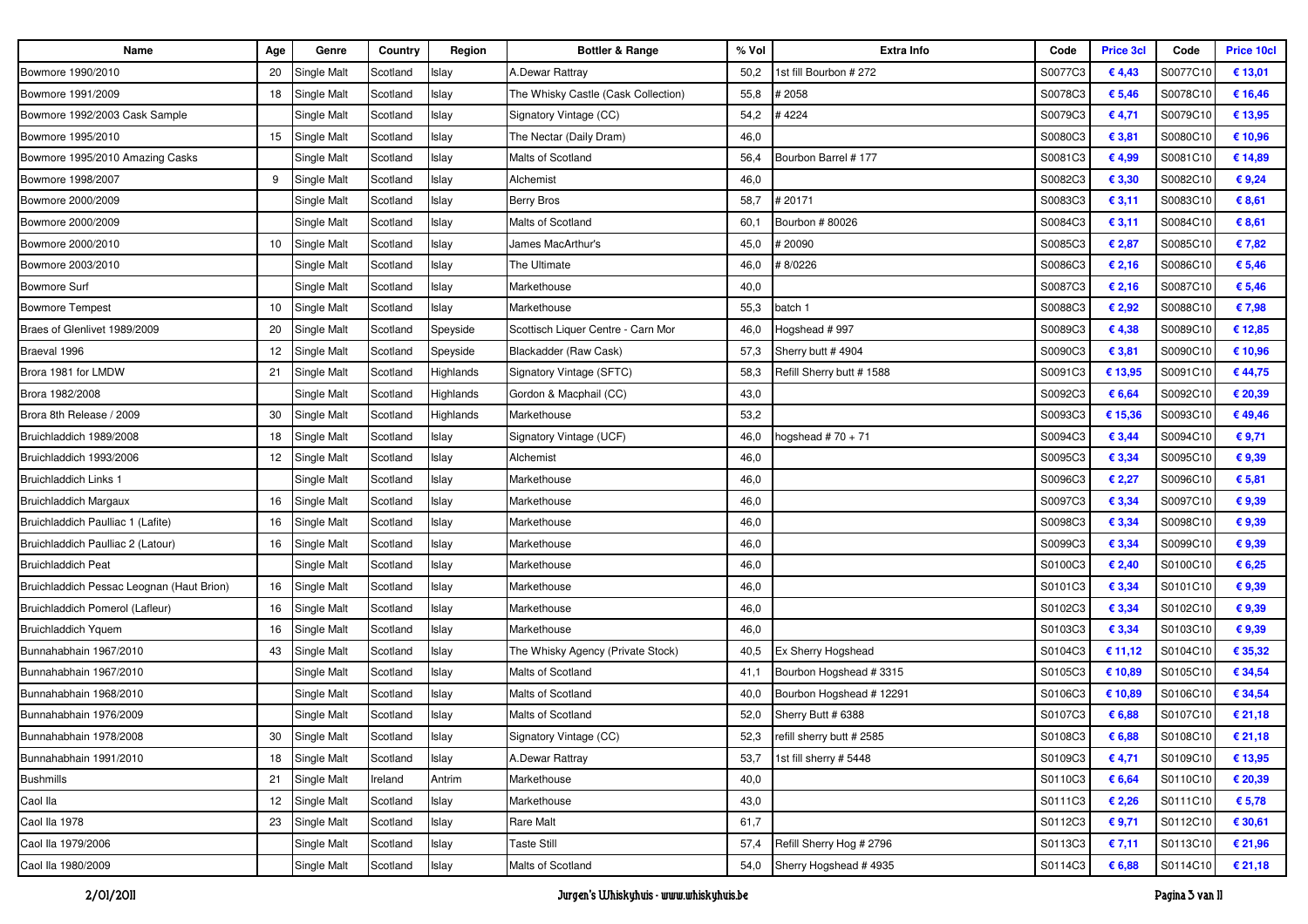| Name | Age | Genre | Country | Region | Bottler & Range | % Vol | Extra Info | Code | Price 3cl | Code | Price 10cl |
|---|---|---|---|---|---|---|---|---|---|---|---|
| Bowmore 1990/2010 | 20 | Single Malt | Scotland | Islay | A.Dewar Rattray | 50,2 | 1st fill Bourbon # 272 | S0077C3 | € 4,43 | S0077C10 | € 13,01 |
| Bowmore 1991/2009 | 18 | Single Malt | Scotland | Islay | The Whisky Castle (Cask Collection) | 55,8 | # 2058 | S0078C3 | € 5,46 | S0078C10 | € 16,46 |
| Bowmore 1992/2003 Cask Sample | | Single Malt | Scotland | Islay | Signatory Vintage (CC) | 54,2 | # 4224 | S0079C3 | € 4,71 | S0079C10 | € 13,95 |
| Bowmore 1995/2010 | 15 | Single Malt | Scotland | Islay | The Nectar (Daily Dram) | 46,0 | | S0080C3 | € 3,81 | S0080C10 | € 10,96 |
| Bowmore 1995/2010 Amazing Casks | | Single Malt | Scotland | Islay | Malts of Scotland | 56,4 | Bourbon Barrel # 177 | S0081C3 | € 4,99 | S0081C10 | € 14,89 |
| Bowmore 1998/2007 | 9 | Single Malt | Scotland | Islay | Alchemist | 46,0 | | S0082C3 | € 3,30 | S0082C10 | € 9,24 |
| Bowmore 2000/2009 | | Single Malt | Scotland | Islay | Berry Bros | 58,7 | # 20171 | S0083C3 | € 3,11 | S0083C10 | € 8,61 |
| Bowmore 2000/2009 | | Single Malt | Scotland | Islay | Malts of Scotland | 60,1 | Bourbon # 80026 | S0084C3 | € 3,11 | S0084C10 | € 8,61 |
| Bowmore 2000/2010 | 10 | Single Malt | Scotland | Islay | James MacArthur's | 45,0 | # 20090 | S0085C3 | € 2,87 | S0085C10 | € 7,82 |
| Bowmore 2003/2010 | | Single Malt | Scotland | Islay | The Ultimate | 46,0 | # 8/0226 | S0086C3 | € 2,16 | S0086C10 | € 5,46 |
| Bowmore Surf | | Single Malt | Scotland | Islay | Markethouse | 40,0 | | S0087C3 | € 2,16 | S0087C10 | € 5,46 |
| Bowmore Tempest | 10 | Single Malt | Scotland | Islay | Markethouse | 55,3 | batch 1 | S0088C3 | € 2,92 | S0088C10 | € 7,98 |
| Braes of Glenlivet 1989/2009 | 20 | Single Malt | Scotland | Speyside | Scottisch Liquer Centre - Carn Mor | 46,0 | Hogshead # 997 | S0089C3 | € 4,38 | S0089C10 | € 12,85 |
| Braeval 1996 | 12 | Single Malt | Scotland | Speyside | Blackadder (Raw Cask) | 57,3 | Sherry butt # 4904 | S0090C3 | € 3,81 | S0090C10 | € 10,96 |
| Brora 1981 for LMDW | 21 | Single Malt | Scotland | Highlands | Signatory Vintage (SFTC) | 58,3 | Refill Sherry butt # 1588 | S0091C3 | € 13,95 | S0091C10 | € 44,75 |
| Brora 1982/2008 | | Single Malt | Scotland | Highlands | Gordon & Macphail (CC) | 43,0 | | S0092C3 | € 6,64 | S0092C10 | € 20,39 |
| Brora 8th Release / 2009 | 30 | Single Malt | Scotland | Highlands | Markethouse | 53,2 | | S0093C3 | € 15,36 | S0093C10 | € 49,46 |
| Bruichladdich 1989/2008 | 18 | Single Malt | Scotland | Islay | Signatory Vintage (UCF) | 46,0 | hogshead # 70 + 71 | S0094C3 | € 3,44 | S0094C10 | € 9,71 |
| Bruichladdich 1993/2006 | 12 | Single Malt | Scotland | Islay | Alchemist | 46,0 | | S0095C3 | € 3,34 | S0095C10 | € 9,39 |
| Bruichladdich Links 1 | | Single Malt | Scotland | Islay | Markethouse | 46,0 | | S0096C3 | € 2,27 | S0096C10 | € 5,81 |
| Bruichladdich Margaux | 16 | Single Malt | Scotland | Islay | Markethouse | 46,0 | | S0097C3 | € 3,34 | S0097C10 | € 9,39 |
| Bruichladdich Paulliac 1 (Lafite) | 16 | Single Malt | Scotland | Islay | Markethouse | 46,0 | | S0098C3 | € 3,34 | S0098C10 | € 9,39 |
| Bruichladdich Paulliac 2 (Latour) | 16 | Single Malt | Scotland | Islay | Markethouse | 46,0 | | S0099C3 | € 3,34 | S0099C10 | € 9,39 |
| Bruichladdich Peat | | Single Malt | Scotland | Islay | Markethouse | 46,0 | | S0100C3 | € 2,40 | S0100C10 | € 6,25 |
| Bruichladdich Pessac Leognan (Haut Brion) | 16 | Single Malt | Scotland | Islay | Markethouse | 46,0 | | S0101C3 | € 3,34 | S0101C10 | € 9,39 |
| Bruichladdich Pomerol (Lafleur) | 16 | Single Malt | Scotland | Islay | Markethouse | 46,0 | | S0102C3 | € 3,34 | S0102C10 | € 9,39 |
| Bruichladdich Yquem | 16 | Single Malt | Scotland | Islay | Markethouse | 46,0 | | S0103C3 | € 3,34 | S0103C10 | € 9,39 |
| Bunnahabhain 1967/2010 | 43 | Single Malt | Scotland | Islay | The Whisky Agency (Private Stock) | 40,5 | Ex Sherry Hogshead | S0104C3 | € 11,12 | S0104C10 | € 35,32 |
| Bunnahabhain 1967/2010 | | Single Malt | Scotland | Islay | Malts of Scotland | 41,1 | Bourbon Hogshead # 3315 | S0105C3 | € 10,89 | S0105C10 | € 34,54 |
| Bunnahabhain 1968/2010 | | Single Malt | Scotland | Islay | Malts of Scotland | 40,0 | Bourbon Hogshead # 12291 | S0106C3 | € 10,89 | S0106C10 | € 34,54 |
| Bunnahabhain 1976/2009 | | Single Malt | Scotland | Islay | Malts of Scotland | 52,0 | Sherry Butt # 6388 | S0107C3 | € 6,88 | S0107C10 | € 21,18 |
| Bunnahabhain 1978/2008 | 30 | Single Malt | Scotland | Islay | Signatory Vintage (CC) | 52,3 | refill sherry butt # 2585 | S0108C3 | € 6,88 | S0108C10 | € 21,18 |
| Bunnahabhain 1991/2010 | 18 | Single Malt | Scotland | Islay | A.Dewar Rattray | 53,7 | 1st fill sherry # 5448 | S0109C3 | € 4,71 | S0109C10 | € 13,95 |
| Bushmills | 21 | Single Malt | Ireland | Antrim | Markethouse | 40,0 | | S0110C3 | € 6,64 | S0110C10 | € 20,39 |
| Caol Ila | 12 | Single Malt | Scotland | Islay | Markethouse | 43,0 | | S0111C3 | € 2,26 | S0111C10 | € 5,78 |
| Caol Ila 1978 | 23 | Single Malt | Scotland | Islay | Rare Malt | 61,7 | | S0112C3 | € 9,71 | S0112C10 | € 30,61 |
| Caol Ila 1979/2006 | | Single Malt | Scotland | Islay | Taste Still | 57,4 | Refill Sherry Hog # 2796 | S0113C3 | € 7,11 | S0113C10 | € 21,96 |
| Caol Ila 1980/2009 | | Single Malt | Scotland | Islay | Malts of Scotland | 54,0 | Sherry Hogshead # 4935 | S0114C3 | € 6,88 | S0114C10 | € 21,18 |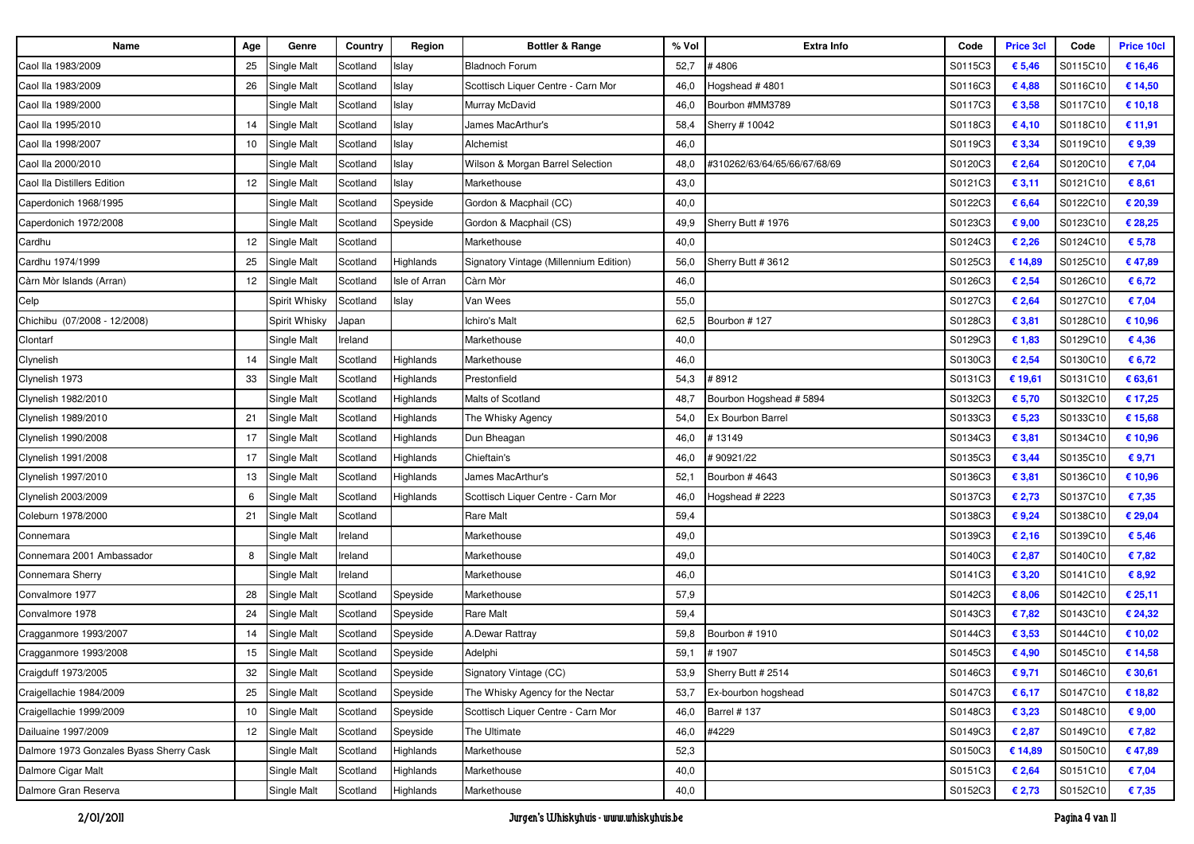| Name | Age | Genre | Country | Region | Bottler & Range | % Vol | Extra Info | Code | Price 3cl | Code | Price 10cl |
|---|---|---|---|---|---|---|---|---|---|---|---|
| Caol Ila 1983/2009 | 25 | Single Malt | Scotland | Islay | Bladnoch Forum | 52,7 | # 4806 | S0115C3 | € 5,46 | S0115C10 | € 16,46 |
| Caol Ila 1983/2009 | 26 | Single Malt | Scotland | Islay | Scottisch Liquer Centre - Carn Mor | 46,0 | Hogshead # 4801 | S0116C3 | € 4,88 | S0116C10 | € 14,50 |
| Caol Ila 1989/2000 | | Single Malt | Scotland | Islay | Murray McDavid | 46,0 | Bourbon #MM3789 | S0117C3 | € 3,58 | S0117C10 | € 10,18 |
| Caol Ila 1995/2010 | 14 | Single Malt | Scotland | Islay | James MacArthur's | 58,4 | Sherry # 10042 | S0118C3 | € 4,10 | S0118C10 | € 11,91 |
| Caol Ila 1998/2007 | 10 | Single Malt | Scotland | Islay | Alchemist | 46,0 | | S0119C3 | € 3,34 | S0119C10 | € 9,39 |
| Caol Ila 2000/2010 | | Single Malt | Scotland | Islay | Wilson & Morgan Barrel Selection | 48,0 | #310262/63/64/65/66/67/68/69 | S0120C3 | € 2,64 | S0120C10 | € 7,04 |
| Caol Ila Distillers Edition | 12 | Single Malt | Scotland | Islay | Markethouse | 43,0 | | S0121C3 | € 3,11 | S0121C10 | € 8,61 |
| Caperdonich 1968/1995 | | Single Malt | Scotland | Speyside | Gordon & Macphail (CC) | 40,0 | | S0122C3 | € 6,64 | S0122C10 | € 20,39 |
| Caperdonich 1972/2008 | | Single Malt | Scotland | Speyside | Gordon & Macphail (CS) | 49,9 | Sherry Butt # 1976 | S0123C3 | € 9,00 | S0123C10 | € 28,25 |
| Cardhu | 12 | Single Malt | Scotland | | Markethouse | 40,0 | | S0124C3 | € 2,26 | S0124C10 | € 5,78 |
| Cardhu 1974/1999 | 25 | Single Malt | Scotland | Highlands | Signatory Vintage (Millennium Edition) | 56,0 | Sherry Butt # 3612 | S0125C3 | € 14,89 | S0125C10 | € 47,89 |
| Càrn Mòr Islands (Arran) | 12 | Single Malt | Scotland | Isle of Arran | Càrn Mòr | 46,0 | | S0126C3 | € 2,54 | S0126C10 | € 6,72 |
| Celp | | Spirit Whisky | Scotland | Islay | Van Wees | 55,0 | | S0127C3 | € 2,64 | S0127C10 | € 7,04 |
| Chichibu (07/2008 - 12/2008) | | Spirit Whisky | Japan | | Ichiro's Malt | 62,5 | Bourbon # 127 | S0128C3 | € 3,81 | S0128C10 | € 10,96 |
| Clontarf | | Single Malt | Ireland | | Markethouse | 40,0 | | S0129C3 | € 1,83 | S0129C10 | € 4,36 |
| Clynelish | 14 | Single Malt | Scotland | Highlands | Markethouse | 46,0 | | S0130C3 | € 2,54 | S0130C10 | € 6,72 |
| Clynelish 1973 | 33 | Single Malt | Scotland | Highlands | Prestonfield | 54,3 | # 8912 | S0131C3 | € 19,61 | S0131C10 | € 63,61 |
| Clynelish 1982/2010 | | Single Malt | Scotland | Highlands | Malts of Scotland | 48,7 | Bourbon Hogshead # 5894 | S0132C3 | € 5,70 | S0132C10 | € 17,25 |
| Clynelish 1989/2010 | 21 | Single Malt | Scotland | Highlands | The Whisky Agency | 54,0 | Ex Bourbon Barrel | S0133C3 | € 5,23 | S0133C10 | € 15,68 |
| Clynelish 1990/2008 | 17 | Single Malt | Scotland | Highlands | Dun Bheagan | 46,0 | # 13149 | S0134C3 | € 3,81 | S0134C10 | € 10,96 |
| Clynelish 1991/2008 | 17 | Single Malt | Scotland | Highlands | Chieftain's | 46,0 | # 90921/22 | S0135C3 | € 3,44 | S0135C10 | € 9,71 |
| Clynelish 1997/2010 | 13 | Single Malt | Scotland | Highlands | James MacArthur's | 52,1 | Bourbon # 4643 | S0136C3 | € 3,81 | S0136C10 | € 10,96 |
| Clynelish 2003/2009 | 6 | Single Malt | Scotland | Highlands | Scottisch Liquer Centre - Carn Mor | 46,0 | Hogshead # 2223 | S0137C3 | € 2,73 | S0137C10 | € 7,35 |
| Coleburn 1978/2000 | 21 | Single Malt | Scotland | | Rare Malt | 59,4 | | S0138C3 | € 9,24 | S0138C10 | € 29,04 |
| Connemara | | Single Malt | Ireland | | Markethouse | 49,0 | | S0139C3 | € 2,16 | S0139C10 | € 5,46 |
| Connemara 2001 Ambassador | 8 | Single Malt | Ireland | | Markethouse | 49,0 | | S0140C3 | € 2,87 | S0140C10 | € 7,82 |
| Connemara Sherry | | Single Malt | Ireland | | Markethouse | 46,0 | | S0141C3 | € 3,20 | S0141C10 | € 8,92 |
| Convalmore 1977 | 28 | Single Malt | Scotland | Speyside | Markethouse | 57,9 | | S0142C3 | € 8,06 | S0142C10 | € 25,11 |
| Convalmore 1978 | 24 | Single Malt | Scotland | Speyside | Rare Malt | 59,4 | | S0143C3 | € 7,82 | S0143C10 | € 24,32 |
| Cragganmore 1993/2007 | 14 | Single Malt | Scotland | Speyside | A.Dewar Rattray | 59,8 | Bourbon # 1910 | S0144C3 | € 3,53 | S0144C10 | € 10,02 |
| Cragganmore 1993/2008 | 15 | Single Malt | Scotland | Speyside | Adelphi | 59,1 | # 1907 | S0145C3 | € 4,90 | S0145C10 | € 14,58 |
| Craigduff 1973/2005 | 32 | Single Malt | Scotland | Speyside | Signatory Vintage (CC) | 53,9 | Sherry Butt # 2514 | S0146C3 | € 9,71 | S0146C10 | € 30,61 |
| Craigellachie 1984/2009 | 25 | Single Malt | Scotland | Speyside | The Whisky Agency for the Nectar | 53,7 | Ex-bourbon hogshead | S0147C3 | € 6,17 | S0147C10 | € 18,82 |
| Craigellachie 1999/2009 | 10 | Single Malt | Scotland | Speyside | Scottisch Liquer Centre - Carn Mor | 46,0 | Barrel # 137 | S0148C3 | € 3,23 | S0148C10 | € 9,00 |
| Dailuaine 1997/2009 | 12 | Single Malt | Scotland | Speyside | The Ultimate | 46,0 | #4229 | S0149C3 | € 2,87 | S0149C10 | € 7,82 |
| Dalmore 1973 Gonzales Byass Sherry Cask | | Single Malt | Scotland | Highlands | Markethouse | 52,3 | | S0150C3 | € 14,89 | S0150C10 | € 47,89 |
| Dalmore Cigar Malt | | Single Malt | Scotland | Highlands | Markethouse | 40,0 | | S0151C3 | € 2,64 | S0151C10 | € 7,04 |
| Dalmore Gran Reserva | | Single Malt | Scotland | Highlands | Markethouse | 40,0 | | S0152C3 | € 2,73 | S0152C10 | € 7,35 |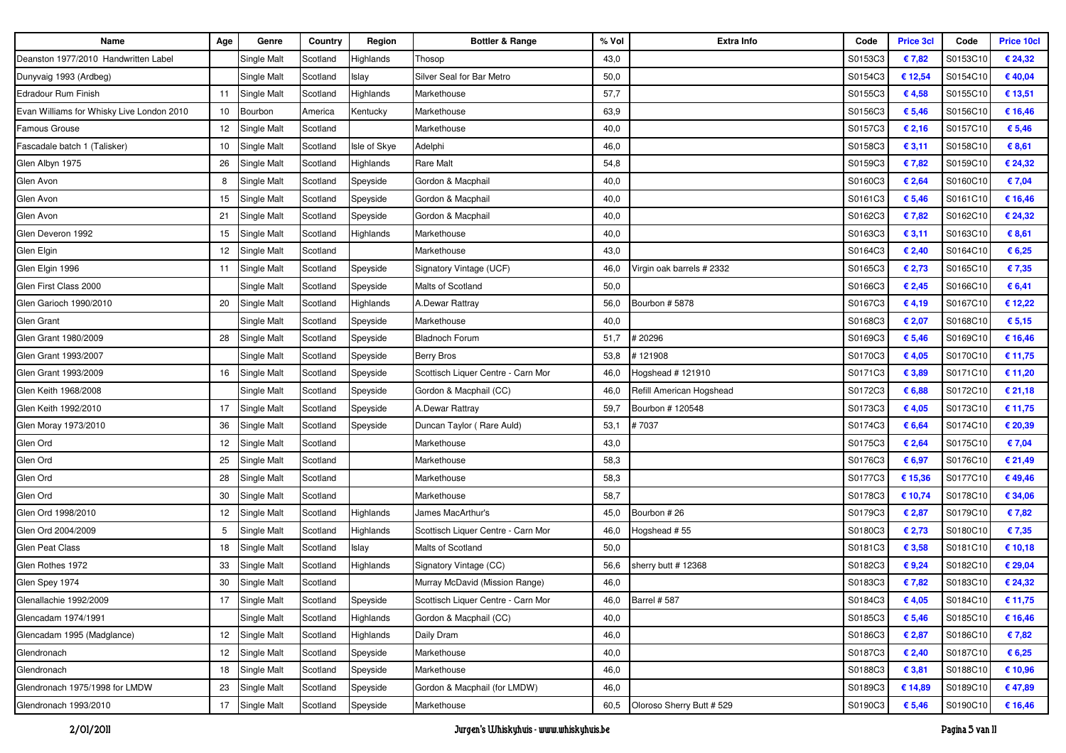| Name | Age | Genre | Country | Region | Bottler & Range | % Vol | Extra Info | Code | Price 3cl | Code | Price 10cl |
|---|---|---|---|---|---|---|---|---|---|---|---|
| Deanston 1977/2010 Handwritten Label | | Single Malt | Scotland | Highlands | Thosop | 43,0 | | S0153C3 | € 7,82 | S0153C10 | € 24,32 |
| Dunyvaig 1993 (Ardbeg) | | Single Malt | Scotland | Islay | Silver Seal for Bar Metro | 50,0 | | S0154C3 | € 12,54 | S0154C10 | € 40,04 |
| Edradour Rum Finish | 11 | Single Malt | Scotland | Highlands | Markethouse | 57,7 | | S0155C3 | € 4,58 | S0155C10 | € 13,51 |
| Evan Williams for Whisky Live London 2010 | 10 | Bourbon | America | Kentucky | Markethouse | 63,9 | | S0156C3 | € 5,46 | S0156C10 | € 16,46 |
| Famous Grouse | 12 | Single Malt | Scotland | | Markethouse | 40,0 | | S0157C3 | € 2,16 | S0157C10 | € 5,46 |
| Fascadale batch 1 (Talisker) | 10 | Single Malt | Scotland | Isle of Skye | Adelphi | 46,0 | | S0158C3 | € 3,11 | S0158C10 | € 8,61 |
| Glen Albyn 1975 | 26 | Single Malt | Scotland | Highlands | Rare Malt | 54,8 | | S0159C3 | € 7,82 | S0159C10 | € 24,32 |
| Glen Avon | 8 | Single Malt | Scotland | Speyside | Gordon & Macphail | 40,0 | | S0160C3 | € 2,64 | S0160C10 | € 7,04 |
| Glen Avon | 15 | Single Malt | Scotland | Speyside | Gordon & Macphail | 40,0 | | S0161C3 | € 5,46 | S0161C10 | € 16,46 |
| Glen Avon | 21 | Single Malt | Scotland | Speyside | Gordon & Macphail | 40,0 | | S0162C3 | € 7,82 | S0162C10 | € 24,32 |
| Glen Deveron 1992 | 15 | Single Malt | Scotland | Highlands | Markethouse | 40,0 | | S0163C3 | € 3,11 | S0163C10 | € 8,61 |
| Glen Elgin | 12 | Single Malt | Scotland | | Markethouse | 43,0 | | S0164C3 | € 2,40 | S0164C10 | € 6,25 |
| Glen Elgin 1996 | 11 | Single Malt | Scotland | Speyside | Signatory Vintage (UCF) | 46,0 | Virgin oak barrels # 2332 | S0165C3 | € 2,73 | S0165C10 | € 7,35 |
| Glen First Class 2000 | | Single Malt | Scotland | Speyside | Malts of Scotland | 50,0 | | S0166C3 | € 2,45 | S0166C10 | € 6,41 |
| Glen Garioch 1990/2010 | 20 | Single Malt | Scotland | Highlands | A.Dewar Rattray | 56,0 | Bourbon # 5878 | S0167C3 | € 4,19 | S0167C10 | € 12,22 |
| Glen Grant | | Single Malt | Scotland | Speyside | Markethouse | 40,0 | | S0168C3 | € 2,07 | S0168C10 | € 5,15 |
| Glen Grant 1980/2009 | 28 | Single Malt | Scotland | Speyside | Bladnoch Forum | 51,7 | # 20296 | S0169C3 | € 5,46 | S0169C10 | € 16,46 |
| Glen Grant 1993/2007 | | Single Malt | Scotland | Speyside | Berry Bros | 53,8 | # 121908 | S0170C3 | € 4,05 | S0170C10 | € 11,75 |
| Glen Grant 1993/2009 | 16 | Single Malt | Scotland | Speyside | Scottisch Liquer Centre - Carn Mor | 46,0 | Hogshead # 121910 | S0171C3 | € 3,89 | S0171C10 | € 11,20 |
| Glen Keith 1968/2008 | | Single Malt | Scotland | Speyside | Gordon & Macphail (CC) | 46,0 | Refill American Hogshead | S0172C3 | € 6,88 | S0172C10 | € 21,18 |
| Glen Keith 1992/2010 | 17 | Single Malt | Scotland | Speyside | A.Dewar Rattray | 59,7 | Bourbon # 120548 | S0173C3 | € 4,05 | S0173C10 | € 11,75 |
| Glen Moray 1973/2010 | 36 | Single Malt | Scotland | Speyside | Duncan Taylor ( Rare Auld) | 53,1 | # 7037 | S0174C3 | € 6,64 | S0174C10 | € 20,39 |
| Glen Ord | 12 | Single Malt | Scotland | | Markethouse | 43,0 | | S0175C3 | € 2,64 | S0175C10 | € 7,04 |
| Glen Ord | 25 | Single Malt | Scotland | | Markethouse | 58,3 | | S0176C3 | € 6,97 | S0176C10 | € 21,49 |
| Glen Ord | 28 | Single Malt | Scotland | | Markethouse | 58,3 | | S0177C3 | € 15,36 | S0177C10 | € 49,46 |
| Glen Ord | 30 | Single Malt | Scotland | | Markethouse | 58,7 | | S0178C3 | € 10,74 | S0178C10 | € 34,06 |
| Glen Ord 1998/2010 | 12 | Single Malt | Scotland | Highlands | James MacArthur's | 45,0 | Bourbon # 26 | S0179C3 | € 2,87 | S0179C10 | € 7,82 |
| Glen Ord 2004/2009 | 5 | Single Malt | Scotland | Highlands | Scottisch Liquer Centre - Carn Mor | 46,0 | Hogshead # 55 | S0180C3 | € 2,73 | S0180C10 | € 7,35 |
| Glen Peat Class | 18 | Single Malt | Scotland | Islay | Malts of Scotland | 50,0 | | S0181C3 | € 3,58 | S0181C10 | € 10,18 |
| Glen Rothes 1972 | 33 | Single Malt | Scotland | Highlands | Signatory Vintage (CC) | 56,6 | sherry butt # 12368 | S0182C3 | € 9,24 | S0182C10 | € 29,04 |
| Glen Spey 1974 | 30 | Single Malt | Scotland | | Murray McDavid (Mission Range) | 46,0 | | S0183C3 | € 7,82 | S0183C10 | € 24,32 |
| Glenallachie 1992/2009 | 17 | Single Malt | Scotland | Speyside | Scottisch Liquer Centre - Carn Mor | 46,0 | Barrel # 587 | S0184C3 | € 4,05 | S0184C10 | € 11,75 |
| Glencadam 1974/1991 | | Single Malt | Scotland | Highlands | Gordon & Macphail (CC) | 40,0 | | S0185C3 | € 5,46 | S0185C10 | € 16,46 |
| Glencadam 1995 (Madglance) | 12 | Single Malt | Scotland | Highlands | Daily Dram | 46,0 | | S0186C3 | € 2,87 | S0186C10 | € 7,82 |
| Glendronach | 12 | Single Malt | Scotland | Speyside | Markethouse | 40,0 | | S0187C3 | € 2,40 | S0187C10 | € 6,25 |
| Glendronach | 18 | Single Malt | Scotland | Speyside | Markethouse | 46,0 | | S0188C3 | € 3,81 | S0188C10 | € 10,96 |
| Glendronach 1975/1998 for LMDW | 23 | Single Malt | Scotland | Speyside | Gordon & Macphail (for LMDW) | 46,0 | | S0189C3 | € 14,89 | S0189C10 | € 47,89 |
| Glendronach 1993/2010 | 17 | Single Malt | Scotland | Speyside | Markethouse | 60,5 | Oloroso Sherry Butt # 529 | S0190C3 | € 5,46 | S0190C10 | € 16,46 |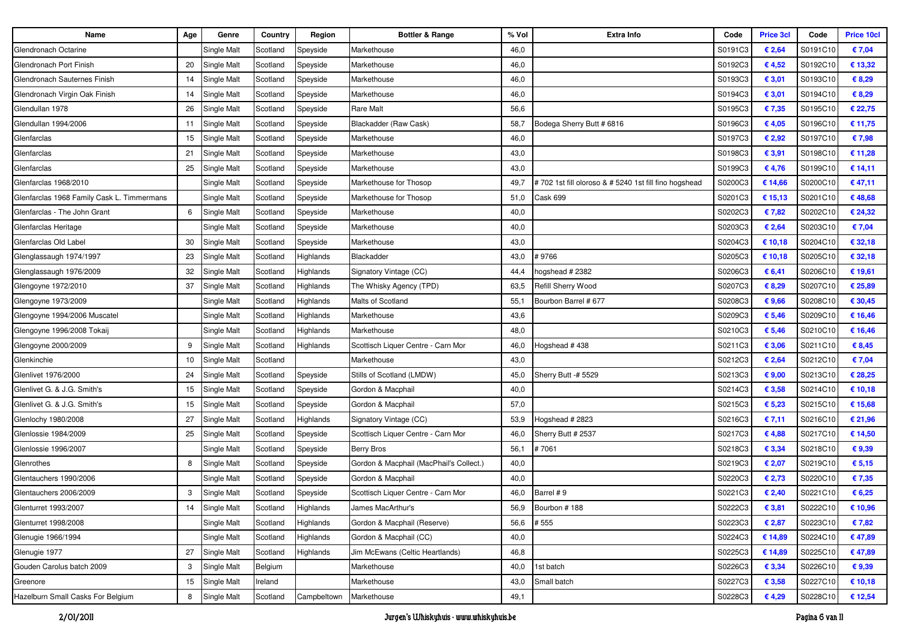| Name | Age | Genre | Country | Region | Bottler & Range | % Vol | Extra Info | Code | Price 3cl | Code | Price 10cl |
|---|---|---|---|---|---|---|---|---|---|---|---|
| Glendronach Octarine | | Single Malt | Scotland | Speyside | Markethouse | 46,0 | | S0191C3 | € 2,64 | S0191C10 | € 7,04 |
| Glendronach Port Finish | 20 | Single Malt | Scotland | Speyside | Markethouse | 46,0 | | S0192C3 | € 4,52 | S0192C10 | € 13,32 |
| Glendronach Sauternes Finish | 14 | Single Malt | Scotland | Speyside | Markethouse | 46,0 | | S0193C3 | € 3,01 | S0193C10 | € 8,29 |
| Glendronach Virgin Oak Finish | 14 | Single Malt | Scotland | Speyside | Markethouse | 46,0 | | S0194C3 | € 3,01 | S0194C10 | € 8,29 |
| Glendullan 1978 | 26 | Single Malt | Scotland | Speyside | Rare Malt | 56,6 | | S0195C3 | € 7,35 | S0195C10 | € 22,75 |
| Glendullan 1994/2006 | 11 | Single Malt | Scotland | Speyside | Blackadder (Raw Cask) | 58,7 | Bodega Sherry Butt # 6816 | S0196C3 | € 4,05 | S0196C10 | € 11,75 |
| Glenfarclas | 15 | Single Malt | Scotland | Speyside | Markethouse | 46,0 | | S0197C3 | € 2,92 | S0197C10 | € 7,98 |
| Glenfarclas | 21 | Single Malt | Scotland | Speyside | Markethouse | 43,0 | | S0198C3 | € 3,91 | S0198C10 | € 11,28 |
| Glenfarclas | 25 | Single Malt | Scotland | Speyside | Markethouse | 43,0 | | S0199C3 | € 4,76 | S0199C10 | € 14,11 |
| Glenfarclas 1968/2010 | | Single Malt | Scotland | Speyside | Markethouse for Thosop | 49,7 | # 702 1st fill oloroso & # 5240 1st fill fino hogshead | S0200C3 | € 14,66 | S0200C10 | € 47,11 |
| Glenfarclas 1968 Family Cask L. Timmermans | | Single Malt | Scotland | Speyside | Markethouse for Thosop | 51,0 | Cask 699 | S0201C3 | € 15,13 | S0201C10 | € 48,68 |
| Glenfarclas - The John Grant | 6 | Single Malt | Scotland | Speyside | Markethouse | 40,0 | | S0202C3 | € 7,82 | S0202C10 | € 24,32 |
| Glenfarclas Heritage | | Single Malt | Scotland | Speyside | Markethouse | 40,0 | | S0203C3 | € 2,64 | S0203C10 | € 7,04 |
| Glenfarclas Old Label | 30 | Single Malt | Scotland | Speyside | Markethouse | 43,0 | | S0204C3 | € 10,18 | S0204C10 | € 32,18 |
| Glenglassaugh 1974/1997 | 23 | Single Malt | Scotland | Highlands | Blackadder | 43,0 | # 9766 | S0205C3 | € 10,18 | S0205C10 | € 32,18 |
| Glenglassaugh 1976/2009 | 32 | Single Malt | Scotland | Highlands | Signatory Vintage (CC) | 44,4 | hogshead # 2382 | S0206C3 | € 6,41 | S0206C10 | € 19,61 |
| Glengoyne 1972/2010 | 37 | Single Malt | Scotland | Highlands | The Whisky Agency (TPD) | 63,5 | Refill Sherry Wood | S0207C3 | € 8,29 | S0207C10 | € 25,89 |
| Glengoyne 1973/2009 | | Single Malt | Scotland | Highlands | Malts of Scotland | 55,1 | Bourbon Barrel # 677 | S0208C3 | € 9,66 | S0208C10 | € 30,45 |
| Glengoyne 1994/2006 Muscatel | | Single Malt | Scotland | Highlands | Markethouse | 43,6 | | S0209C3 | € 5,46 | S0209C10 | € 16,46 |
| Glengoyne 1996/2008 Tokaij | | Single Malt | Scotland | Highlands | Markethouse | 48,0 | | S0210C3 | € 5,46 | S0210C10 | € 16,46 |
| Glengoyne 2000/2009 | 9 | Single Malt | Scotland | Highlands | Scottisch Liquer Centre - Carn Mor | 46,0 | Hogshead # 438 | S0211C3 | € 3,06 | S0211C10 | € 8,45 |
| Glenkinchie | 10 | Single Malt | Scotland | | Markethouse | 43,0 | | S0212C3 | € 2,64 | S0212C10 | € 7,04 |
| Glenlivet 1976/2000 | 24 | Single Malt | Scotland | Speyside | Stills of Scotland (LMDW) | 45,0 | Sherry Butt -# 5529 | S0213C3 | € 9,00 | S0213C10 | € 28,25 |
| Glenlivet G. & J.G. Smith's | 15 | Single Malt | Scotland | Speyside | Gordon & Macphail | 40,0 | | S0214C3 | € 3,58 | S0214C10 | € 10,18 |
| Glenlivet G. & J.G. Smith's | 15 | Single Malt | Scotland | Speyside | Gordon & Macphail | 57,0 | | S0215C3 | € 5,23 | S0215C10 | € 15,68 |
| Glenlochy 1980/2008 | 27 | Single Malt | Scotland | Highlands | Signatory Vintage (CC) | 53,9 | Hogshead # 2823 | S0216C3 | € 7,11 | S0216C10 | € 21,96 |
| Glenlossie 1984/2009 | 25 | Single Malt | Scotland | Speyside | Scottisch Liquer Centre - Carn Mor | 46,0 | Sherry Butt # 2537 | S0217C3 | € 4,88 | S0217C10 | € 14,50 |
| Glenlossie 1996/2007 | | Single Malt | Scotland | Speyside | Berry Bros | 56,1 | # 7061 | S0218C3 | € 3,34 | S0218C10 | € 9,39 |
| Glenrothes | 8 | Single Malt | Scotland | Speyside | Gordon & Macphail (MacPhail's Collect.) | 40,0 | | S0219C3 | € 2,07 | S0219C10 | € 5,15 |
| Glentauchers 1990/2006 | | Single Malt | Scotland | Speyside | Gordon & Macphail | 40,0 | | S0220C3 | € 2,73 | S0220C10 | € 7,35 |
| Glentauchers 2006/2009 | 3 | Single Malt | Scotland | Speyside | Scottisch Liquer Centre - Carn Mor | 46,0 | Barrel # 9 | S0221C3 | € 2,40 | S0221C10 | € 6,25 |
| Glenturret 1993/2007 | 14 | Single Malt | Scotland | Highlands | James MacArthur's | 56,9 | Bourbon # 188 | S0222C3 | € 3,81 | S0222C10 | € 10,96 |
| Glenturret 1998/2008 | | Single Malt | Scotland | Highlands | Gordon & Macphail (Reserve) | 56,6 | # 555 | S0223C3 | € 2,87 | S0223C10 | € 7,82 |
| Glenugie 1966/1994 | | Single Malt | Scotland | Highlands | Gordon & Macphail (CC) | 40,0 | | S0224C3 | € 14,89 | S0224C10 | € 47,89 |
| Glenugie 1977 | 27 | Single Malt | Scotland | Highlands | Jim McEwans (Celtic Heartlands) | 46,8 | | S0225C3 | € 14,89 | S0225C10 | € 47,89 |
| Gouden Carolus batch 2009 | 3 | Single Malt | Belgium | | Markethouse | 40,0 | 1st batch | S0226C3 | € 3,34 | S0226C10 | € 9,39 |
| Greenore | 15 | Single Malt | Ireland | | Markethouse | 43,0 | Small batch | S0227C3 | € 3,58 | S0227C10 | € 10,18 |
| Hazelburn Small Casks For Belgium | 8 | Single Malt | Scotland | Campbeltown | Markethouse | 49,1 | | S0228C3 | € 4,29 | S0228C10 | € 12,54 |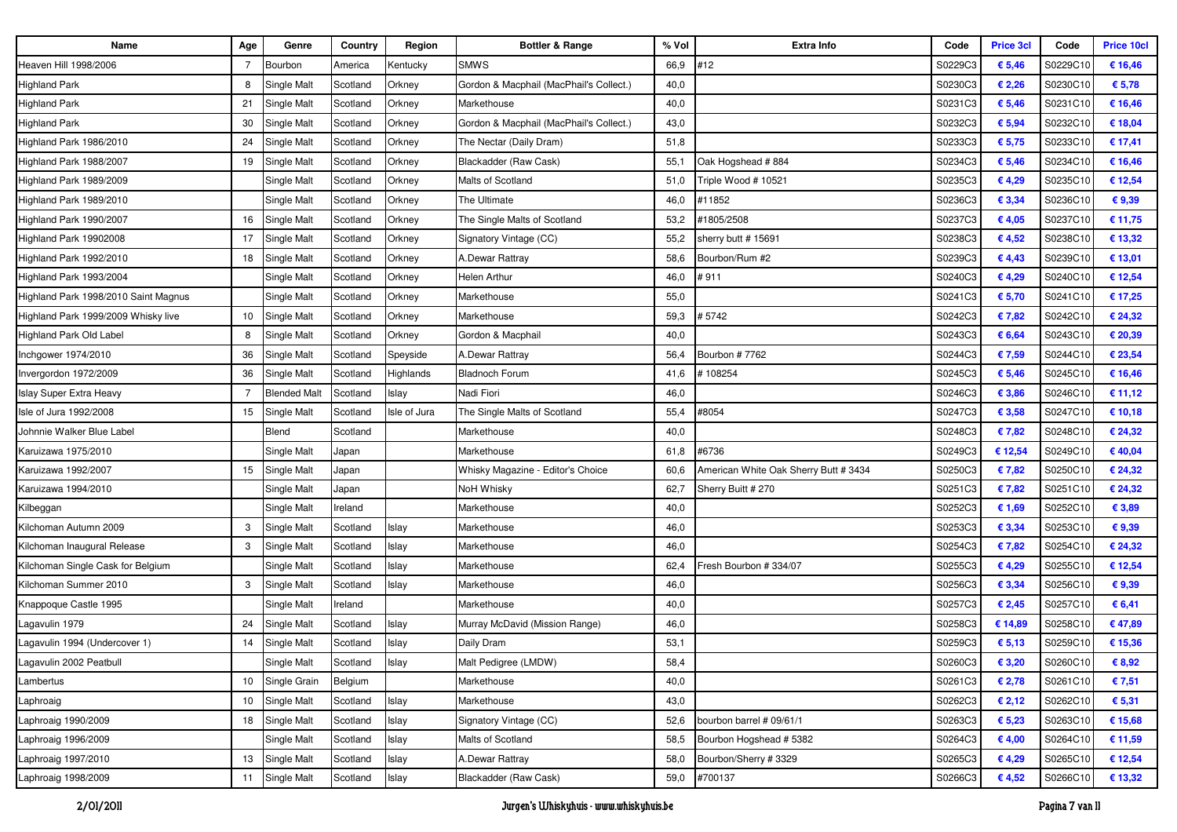| Name | Age | Genre | Country | Region | Bottler & Range | % Vol | Extra Info | Code | Price 3cl | Code | Price 10cl |
|---|---|---|---|---|---|---|---|---|---|---|---|
| Heaven Hill 1998/2006 | 7 | Bourbon | America | Kentucky | SMWS | 66,9 | #12 | S0229C3 | € 5,46 | S0229C10 | € 16,46 |
| Highland Park | 8 | Single Malt | Scotland | Orkney | Gordon & Macphail (MacPhail's Collect.) | 40,0 | | S0230C3 | € 2,26 | S0230C10 | € 5,78 |
| Highland Park | 21 | Single Malt | Scotland | Orkney | Markethouse | 40,0 | | S0231C3 | € 5,46 | S0231C10 | € 16,46 |
| Highland Park | 30 | Single Malt | Scotland | Orkney | Gordon & Macphail (MacPhail's Collect.) | 43,0 | | S0232C3 | € 5,94 | S0232C10 | € 18,04 |
| Highland Park 1986/2010 | 24 | Single Malt | Scotland | Orkney | The Nectar (Daily Dram) | 51,8 | | S0233C3 | € 5,75 | S0233C10 | € 17,41 |
| Highland Park 1988/2007 | 19 | Single Malt | Scotland | Orkney | Blackadder (Raw Cask) | 55,1 | Oak Hogshead # 884 | S0234C3 | € 5,46 | S0234C10 | € 16,46 |
| Highland Park 1989/2009 | | Single Malt | Scotland | Orkney | Malts of Scotland | 51,0 | Triple Wood # 10521 | S0235C3 | € 4,29 | S0235C10 | € 12,54 |
| Highland Park 1989/2010 | | Single Malt | Scotland | Orkney | The Ultimate | 46,0 | #11852 | S0236C3 | € 3,34 | S0236C10 | € 9,39 |
| Highland Park 1990/2007 | 16 | Single Malt | Scotland | Orkney | The Single Malts of Scotland | 53,2 | #1805/2508 | S0237C3 | € 4,05 | S0237C10 | € 11,75 |
| Highland Park 19902008 | 17 | Single Malt | Scotland | Orkney | Signatory Vintage (CC) | 55,2 | sherry butt # 15691 | S0238C3 | € 4,52 | S0238C10 | € 13,32 |
| Highland Park 1992/2010 | 18 | Single Malt | Scotland | Orkney | A.Dewar Rattray | 58,6 | Bourbon/Rum #2 | S0239C3 | € 4,43 | S0239C10 | € 13,01 |
| Highland Park 1993/2004 | | Single Malt | Scotland | Orkney | Helen Arthur | 46,0 | # 911 | S0240C3 | € 4,29 | S0240C10 | € 12,54 |
| Highland Park 1998/2010 Saint Magnus | | Single Malt | Scotland | Orkney | Markethouse | 55,0 | | S0241C3 | € 5,70 | S0241C10 | € 17,25 |
| Highland Park 1999/2009 Whisky live | 10 | Single Malt | Scotland | Orkney | Markethouse | 59,3 | # 5742 | S0242C3 | € 7,82 | S0242C10 | € 24,32 |
| Highland Park Old Label | 8 | Single Malt | Scotland | Orkney | Gordon & Macphail | 40,0 | | S0243C3 | € 6,64 | S0243C10 | € 20,39 |
| Inchgower 1974/2010 | 36 | Single Malt | Scotland | Speyside | A.Dewar Rattray | 56,4 | Bourbon # 7762 | S0244C3 | € 7,59 | S0244C10 | € 23,54 |
| Invergordon 1972/2009 | 36 | Single Malt | Scotland | Highlands | Bladnoch Forum | 41,6 | # 108254 | S0245C3 | € 5,46 | S0245C10 | € 16,46 |
| Islay Super Extra Heavy | 7 | Blended Malt | Scotland | Islay | Nadi Fiori | 46,0 | | S0246C3 | € 3,86 | S0246C10 | € 11,12 |
| Isle of Jura 1992/2008 | 15 | Single Malt | Scotland | Isle of Jura | The Single Malts of Scotland | 55,4 | #8054 | S0247C3 | € 3,58 | S0247C10 | € 10,18 |
| Johnnie Walker Blue Label | | Blend | Scotland | | Markethouse | 40,0 | | S0248C3 | € 7,82 | S0248C10 | € 24,32 |
| Karuizawa 1975/2010 | | Single Malt | Japan | | Markethouse | 61,8 | #6736 | S0249C3 | € 12,54 | S0249C10 | € 40,04 |
| Karuizawa 1992/2007 | 15 | Single Malt | Japan | | Whisky Magazine - Editor's Choice | 60,6 | American White Oak Sherry Butt # 3434 | S0250C3 | € 7,82 | S0250C10 | € 24,32 |
| Karuizawa 1994/2010 | | Single Malt | Japan | | NoH Whisky | 62,7 | Sherry Buitt # 270 | S0251C3 | € 7,82 | S0251C10 | € 24,32 |
| Kilbeggan | | Single Malt | Ireland | | Markethouse | 40,0 | | S0252C3 | € 1,69 | S0252C10 | € 3,89 |
| Kilchoman Autumn 2009 | 3 | Single Malt | Scotland | Islay | Markethouse | 46,0 | | S0253C3 | € 3,34 | S0253C10 | € 9,39 |
| Kilchoman Inaugural Release | 3 | Single Malt | Scotland | Islay | Markethouse | 46,0 | | S0254C3 | € 7,82 | S0254C10 | € 24,32 |
| Kilchoman Single Cask for Belgium | | Single Malt | Scotland | Islay | Markethouse | 62,4 | Fresh Bourbon # 334/07 | S0255C3 | € 4,29 | S0255C10 | € 12,54 |
| Kilchoman Summer 2010 | 3 | Single Malt | Scotland | Islay | Markethouse | 46,0 | | S0256C3 | € 3,34 | S0256C10 | € 9,39 |
| Knappoque Castle 1995 | | Single Malt | Ireland | | Markethouse | 40,0 | | S0257C3 | € 2,45 | S0257C10 | € 6,41 |
| Lagavulin 1979 | 24 | Single Malt | Scotland | Islay | Murray McDavid (Mission Range) | 46,0 | | S0258C3 | € 14,89 | S0258C10 | € 47,89 |
| Lagavulin 1994 (Undercover 1) | 14 | Single Malt | Scotland | Islay | Daily Dram | 53,1 | | S0259C3 | € 5,13 | S0259C10 | € 15,36 |
| Lagavulin 2002 Peatbull | | Single Malt | Scotland | Islay | Malt Pedigree (LMDW) | 58,4 | | S0260C3 | € 3,20 | S0260C10 | € 8,92 |
| Lambertus | 10 | Single Grain | Belgium | | Markethouse | 40,0 | | S0261C3 | € 2,78 | S0261C10 | € 7,51 |
| Laphroaig | 10 | Single Malt | Scotland | Islay | Markethouse | 43,0 | | S0262C3 | € 2,12 | S0262C10 | € 5,31 |
| Laphroaig 1990/2009 | 18 | Single Malt | Scotland | Islay | Signatory Vintage (CC) | 52,6 | bourbon barrel # 09/61/1 | S0263C3 | € 5,23 | S0263C10 | € 15,68 |
| Laphroaig 1996/2009 | | Single Malt | Scotland | Islay | Malts of Scotland | 58,5 | Bourbon Hogshead # 5382 | S0264C3 | € 4,00 | S0264C10 | € 11,59 |
| Laphroaig 1997/2010 | 13 | Single Malt | Scotland | Islay | A.Dewar Rattray | 58,0 | Bourbon/Sherry # 3329 | S0265C3 | € 4,29 | S0265C10 | € 12,54 |
| Laphroaig 1998/2009 | 11 | Single Malt | Scotland | Islay | Blackadder (Raw Cask) | 59,0 | #700137 | S0266C3 | € 4,52 | S0266C10 | € 13,32 |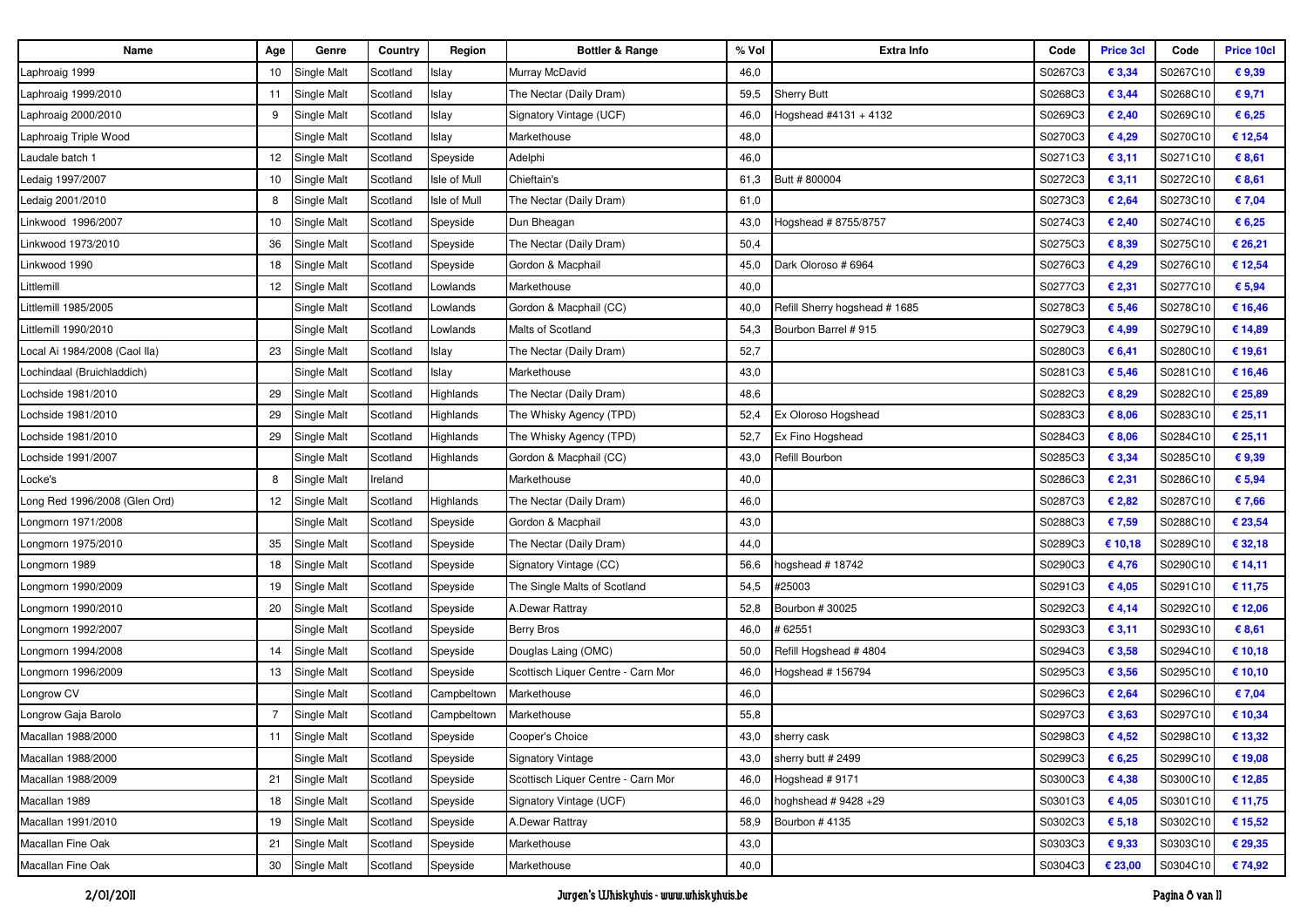| Name | Age | Genre | Country | Region | Bottler & Range | % Vol | Extra Info | Code | Price 3cl | Code | Price 10cl |
|---|---|---|---|---|---|---|---|---|---|---|---|
| Laphroaig 1999 | 10 | Single Malt | Scotland | Islay | Murray McDavid | 46,0 | | S0267C3 | € 3,34 | S0267C10 | € 9,39 |
| Laphroaig 1999/2010 | 11 | Single Malt | Scotland | Islay | The Nectar (Daily Dram) | 59,5 | Sherry Butt | S0268C3 | € 3,44 | S0268C10 | € 9,71 |
| Laphroaig 2000/2010 | 9 | Single Malt | Scotland | Islay | Signatory Vintage (UCF) | 46,0 | Hogshead #4131 + 4132 | S0269C3 | € 2,40 | S0269C10 | € 6,25 |
| Laphroaig Triple Wood | | Single Malt | Scotland | Islay | Markethouse | 48,0 | | S0270C3 | € 4,29 | S0270C10 | € 12,54 |
| Laudale batch 1 | 12 | Single Malt | Scotland | Speyside | Adelphi | 46,0 | | S0271C3 | € 3,11 | S0271C10 | € 8,61 |
| Ledaig 1997/2007 | 10 | Single Malt | Scotland | Isle of Mull | Chieftain's | 61,3 | Butt # 800004 | S0272C3 | € 3,11 | S0272C10 | € 8,61 |
| Ledaig 2001/2010 | 8 | Single Malt | Scotland | Isle of Mull | The Nectar (Daily Dram) | 61,0 | | S0273C3 | € 2,64 | S0273C10 | € 7,04 |
| Linkwood 1996/2007 | 10 | Single Malt | Scotland | Speyside | Dun Bheagan | 43,0 | Hogshead # 8755/8757 | S0274C3 | € 2,40 | S0274C10 | € 6,25 |
| Linkwood 1973/2010 | 36 | Single Malt | Scotland | Speyside | The Nectar (Daily Dram) | 50,4 | | S0275C3 | € 8,39 | S0275C10 | € 26,21 |
| Linkwood 1990 | 18 | Single Malt | Scotland | Speyside | Gordon & Macphail | 45,0 | Dark Oloroso # 6964 | S0276C3 | € 4,29 | S0276C10 | € 12,54 |
| Littlemill | 12 | Single Malt | Scotland | Lowlands | Markethouse | 40,0 | | S0277C3 | € 2,31 | S0277C10 | € 5,94 |
| Littlemill 1985/2005 | | Single Malt | Scotland | Lowlands | Gordon & Macphail (CC) | 40,0 | Refill Sherry hogshead # 1685 | S0278C3 | € 5,46 | S0278C10 | € 16,46 |
| Littlemill 1990/2010 | | Single Malt | Scotland | Lowlands | Malts of Scotland | 54,3 | Bourbon Barrel # 915 | S0279C3 | € 4,99 | S0279C10 | € 14,89 |
| Local Ai 1984/2008 (Caol Ila) | 23 | Single Malt | Scotland | Islay | The Nectar (Daily Dram) | 52,7 | | S0280C3 | € 6,41 | S0280C10 | € 19,61 |
| Lochindaal (Bruichladdich) | | Single Malt | Scotland | Islay | Markethouse | 43,0 | | S0281C3 | € 5,46 | S0281C10 | € 16,46 |
| Lochside 1981/2010 | 29 | Single Malt | Scotland | Highlands | The Nectar (Daily Dram) | 48,6 | | S0282C3 | € 8,29 | S0282C10 | € 25,89 |
| Lochside 1981/2010 | 29 | Single Malt | Scotland | Highlands | The Whisky Agency (TPD) | 52,4 | Ex Oloroso Hogshead | S0283C3 | € 8,06 | S0283C10 | € 25,11 |
| Lochside 1981/2010 | 29 | Single Malt | Scotland | Highlands | The Whisky Agency (TPD) | 52,7 | Ex Fino Hogshead | S0284C3 | € 8,06 | S0284C10 | € 25,11 |
| Lochside 1991/2007 | | Single Malt | Scotland | Highlands | Gordon & Macphail (CC) | 43,0 | Refill Bourbon | S0285C3 | € 3,34 | S0285C10 | € 9,39 |
| Locke's | 8 | Single Malt | Ireland | | Markethouse | 40,0 | | S0286C3 | € 2,31 | S0286C10 | € 5,94 |
| Long Red 1996/2008 (Glen Ord) | 12 | Single Malt | Scotland | Highlands | The Nectar (Daily Dram) | 46,0 | | S0287C3 | € 2,82 | S0287C10 | € 7,66 |
| Longmorn 1971/2008 | | Single Malt | Scotland | Speyside | Gordon & Macphail | 43,0 | | S0288C3 | € 7,59 | S0288C10 | € 23,54 |
| Longmorn 1975/2010 | 35 | Single Malt | Scotland | Speyside | The Nectar (Daily Dram) | 44,0 | | S0289C3 | € 10,18 | S0289C10 | € 32,18 |
| Longmorn 1989 | 18 | Single Malt | Scotland | Speyside | Signatory Vintage (CC) | 56,6 | hogshead # 18742 | S0290C3 | € 4,76 | S0290C10 | € 14,11 |
| Longmorn 1990/2009 | 19 | Single Malt | Scotland | Speyside | The Single Malts of Scotland | 54,5 | #25003 | S0291C3 | € 4,05 | S0291C10 | € 11,75 |
| Longmorn 1990/2010 | 20 | Single Malt | Scotland | Speyside | A.Dewar Rattray | 52,8 | Bourbon # 30025 | S0292C3 | € 4,14 | S0292C10 | € 12,06 |
| Longmorn 1992/2007 | | Single Malt | Scotland | Speyside | Berry Bros | 46,0 | # 62551 | S0293C3 | € 3,11 | S0293C10 | € 8,61 |
| Longmorn 1994/2008 | 14 | Single Malt | Scotland | Speyside | Douglas Laing (OMC) | 50,0 | Refill Hogshead # 4804 | S0294C3 | € 3,58 | S0294C10 | € 10,18 |
| Longmorn 1996/2009 | 13 | Single Malt | Scotland | Speyside | Scottisch Liquer Centre - Carn Mor | 46,0 | Hogshead # 156794 | S0295C3 | € 3,56 | S0295C10 | € 10,10 |
| Longrow CV | | Single Malt | Scotland | Campbeltown | Markethouse | 46,0 | | S0296C3 | € 2,64 | S0296C10 | € 7,04 |
| Longrow Gaja Barolo | 7 | Single Malt | Scotland | Campbeltown | Markethouse | 55,8 | | S0297C3 | € 3,63 | S0297C10 | € 10,34 |
| Macallan 1988/2000 | 11 | Single Malt | Scotland | Speyside | Cooper's Choice | 43,0 | sherry cask | S0298C3 | € 4,52 | S0298C10 | € 13,32 |
| Macallan 1988/2000 | | Single Malt | Scotland | Speyside | Signatory Vintage | 43,0 | sherry butt # 2499 | S0299C3 | € 6,25 | S0299C10 | € 19,08 |
| Macallan 1988/2009 | 21 | Single Malt | Scotland | Speyside | Scottisch Liquer Centre - Carn Mor | 46,0 | Hogshead # 9171 | S0300C3 | € 4,38 | S0300C10 | € 12,85 |
| Macallan 1989 | 18 | Single Malt | Scotland | Speyside | Signatory Vintage (UCF) | 46,0 | hoghshead # 9428 +29 | S0301C3 | € 4,05 | S0301C10 | € 11,75 |
| Macallan 1991/2010 | 19 | Single Malt | Scotland | Speyside | A.Dewar Rattray | 58,9 | Bourbon # 4135 | S0302C3 | € 5,18 | S0302C10 | € 15,52 |
| Macallan Fine Oak | 21 | Single Malt | Scotland | Speyside | Markethouse | 43,0 | | S0303C3 | € 9,33 | S0303C10 | € 29,35 |
| Macallan Fine Oak | 30 | Single Malt | Scotland | Speyside | Markethouse | 40,0 | | S0304C3 | € 23,00 | S0304C10 | € 74,92 |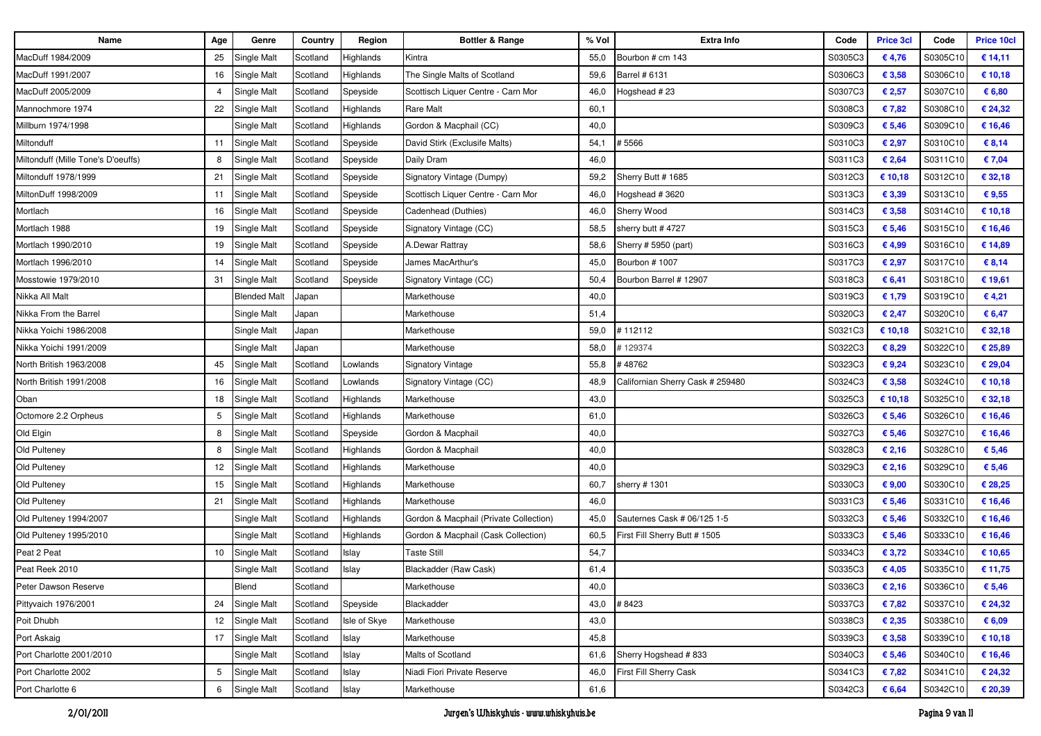| Name | Age | Genre | Country | Region | Bottler & Range | % Vol | Extra Info | Code | Price 3cl | Code | Price 10cl |
|---|---|---|---|---|---|---|---|---|---|---|---|
| MacDuff 1984/2009 | 25 | Single Malt | Scotland | Highlands | Kintra | 55,0 | Bourbon # cm 143 | S0305C3 | € 4,76 | S0305C10 | € 14,11 |
| MacDuff 1991/2007 | 16 | Single Malt | Scotland | Highlands | The Single Malts of Scotland | 59,6 | Barrel # 6131 | S0306C3 | € 3,58 | S0306C10 | € 10,18 |
| MacDuff 2005/2009 | 4 | Single Malt | Scotland | Speyside | Scottisch Liquer Centre - Carn Mor | 46,0 | Hogshead # 23 | S0307C3 | € 2,57 | S0307C10 | € 6,80 |
| Mannochmore 1974 | 22 | Single Malt | Scotland | Highlands | Rare Malt | 60,1 | | S0308C3 | € 7,82 | S0308C10 | € 24,32 |
| Millburn 1974/1998 | | Single Malt | Scotland | Highlands | Gordon & Macphail (CC) | 40,0 | | S0309C3 | € 5,46 | S0309C10 | € 16,46 |
| Miltonduff | 11 | Single Malt | Scotland | Speyside | David Stirk (Exclusife Malts) | 54,1 | # 5566 | S0310C3 | € 2,97 | S0310C10 | € 8,14 |
| Miltonduff (Mille Tone's D'oeuffs) | 8 | Single Malt | Scotland | Speyside | Daily Dram | 46,0 | | S0311C3 | € 2,64 | S0311C10 | € 7,04 |
| Miltonduff 1978/1999 | 21 | Single Malt | Scotland | Speyside | Signatory Vintage (Dumpy) | 59,2 | Sherry Butt # 1685 | S0312C3 | € 10,18 | S0312C10 | € 32,18 |
| MiltonDuff 1998/2009 | 11 | Single Malt | Scotland | Speyside | Scottisch Liquer Centre - Carn Mor | 46,0 | Hogshead # 3620 | S0313C3 | € 3,39 | S0313C10 | € 9,55 |
| Mortlach | 16 | Single Malt | Scotland | Speyside | Cadenhead (Duthies) | 46,0 | Sherry Wood | S0314C3 | € 3,58 | S0314C10 | € 10,18 |
| Mortlach 1988 | 19 | Single Malt | Scotland | Speyside | Signatory Vintage (CC) | 58,5 | sherry butt # 4727 | S0315C3 | € 5,46 | S0315C10 | € 16,46 |
| Mortlach 1990/2010 | 19 | Single Malt | Scotland | Speyside | A.Dewar Rattray | 58,6 | Sherry # 5950 (part) | S0316C3 | € 4,99 | S0316C10 | € 14,89 |
| Mortlach 1996/2010 | 14 | Single Malt | Scotland | Speyside | James MacArthur's | 45,0 | Bourbon # 1007 | S0317C3 | € 2,97 | S0317C10 | € 8,14 |
| Mosstowie 1979/2010 | 31 | Single Malt | Scotland | Speyside | Signatory Vintage (CC) | 50,4 | Bourbon Barrel # 12907 | S0318C3 | € 6,41 | S0318C10 | € 19,61 |
| Nikka All Malt | | Blended Malt | Japan | | Markethouse | 40,0 | | S0319C3 | € 1,79 | S0319C10 | € 4,21 |
| Nikka From the Barrel | | Single Malt | Japan | | Markethouse | 51,4 | | S0320C3 | € 2,47 | S0320C10 | € 6,47 |
| Nikka Yoichi 1986/2008 | | Single Malt | Japan | | Markethouse | 59,0 | # 112112 | S0321C3 | € 10,18 | S0321C10 | € 32,18 |
| Nikka Yoichi 1991/2009 | | Single Malt | Japan | | Markethouse | 58,0 | # 129374 | S0322C3 | € 8,29 | S0322C10 | € 25,89 |
| North British 1963/2008 | 45 | Single Malt | Scotland | Lowlands | Signatory Vintage | 55,8 | # 48762 | S0323C3 | € 9,24 | S0323C10 | € 29,04 |
| North British 1991/2008 | 16 | Single Malt | Scotland | Lowlands | Signatory Vintage (CC) | 48,9 | Californian Sherry Cask # 259480 | S0324C3 | € 3,58 | S0324C10 | € 10,18 |
| Oban | 18 | Single Malt | Scotland | Highlands | Markethouse | 43,0 | | S0325C3 | € 10,18 | S0325C10 | € 32,18 |
| Octomore 2.2 Orpheus | 5 | Single Malt | Scotland | Highlands | Markethouse | 61,0 | | S0326C3 | € 5,46 | S0326C10 | € 16,46 |
| Old Elgin | 8 | Single Malt | Scotland | Speyside | Gordon & Macphail | 40,0 | | S0327C3 | € 5,46 | S0327C10 | € 16,46 |
| Old Pulteney | 8 | Single Malt | Scotland | Highlands | Gordon & Macphail | 40,0 | | S0328C3 | € 2,16 | S0328C10 | € 5,46 |
| Old Pulteney | 12 | Single Malt | Scotland | Highlands | Markethouse | 40,0 | | S0329C3 | € 2,16 | S0329C10 | € 5,46 |
| Old Pulteney | 15 | Single Malt | Scotland | Highlands | Markethouse | 60,7 | sherry # 1301 | S0330C3 | € 9,00 | S0330C10 | € 28,25 |
| Old Pulteney | 21 | Single Malt | Scotland | Highlands | Markethouse | 46,0 | | S0331C3 | € 5,46 | S0331C10 | € 16,46 |
| Old Pulteney 1994/2007 | | Single Malt | Scotland | Highlands | Gordon & Macphail (Private Collection) | 45,0 | Sauternes Cask # 06/125 1-5 | S0332C3 | € 5,46 | S0332C10 | € 16,46 |
| Old Pulteney 1995/2010 | | Single Malt | Scotland | Highlands | Gordon & Macphail (Cask Collection) | 60,5 | First Fill Sherry Butt # 1505 | S0333C3 | € 5,46 | S0333C10 | € 16,46 |
| Peat 2 Peat | 10 | Single Malt | Scotland | Islay | Taste Still | 54,7 | | S0334C3 | € 3,72 | S0334C10 | € 10,65 |
| Peat Reek 2010 | | Single Malt | Scotland | Islay | Blackadder (Raw Cask) | 61,4 | | S0335C3 | € 4,05 | S0335C10 | € 11,75 |
| Peter Dawson Reserve | | Blend | Scotland | | Markethouse | 40,0 | | S0336C3 | € 2,16 | S0336C10 | € 5,46 |
| Pittyvaich 1976/2001 | 24 | Single Malt | Scotland | Speyside | Blackadder | 43,0 | # 8423 | S0337C3 | € 7,82 | S0337C10 | € 24,32 |
| Poit Dhubh | 12 | Single Malt | Scotland | Isle of Skye | Markethouse | 43,0 | | S0338C3 | € 2,35 | S0338C10 | € 6,09 |
| Port Askaig | 17 | Single Malt | Scotland | Islay | Markethouse | 45,8 | | S0339C3 | € 3,58 | S0339C10 | € 10,18 |
| Port Charlotte 2001/2010 | | Single Malt | Scotland | Islay | Malts of Scotland | 61,6 | Sherry Hogshead # 833 | S0340C3 | € 5,46 | S0340C10 | € 16,46 |
| Port Charlotte 2002 | 5 | Single Malt | Scotland | Islay | Niadi Fiori Private Reserve | 46,0 | First Fill Sherry Cask | S0341C3 | € 7,82 | S0341C10 | € 24,32 |
| Port Charlotte 6 | 6 | Single Malt | Scotland | Islay | Markethouse | 61,6 | | S0342C3 | € 6,64 | S0342C10 | € 20,39 |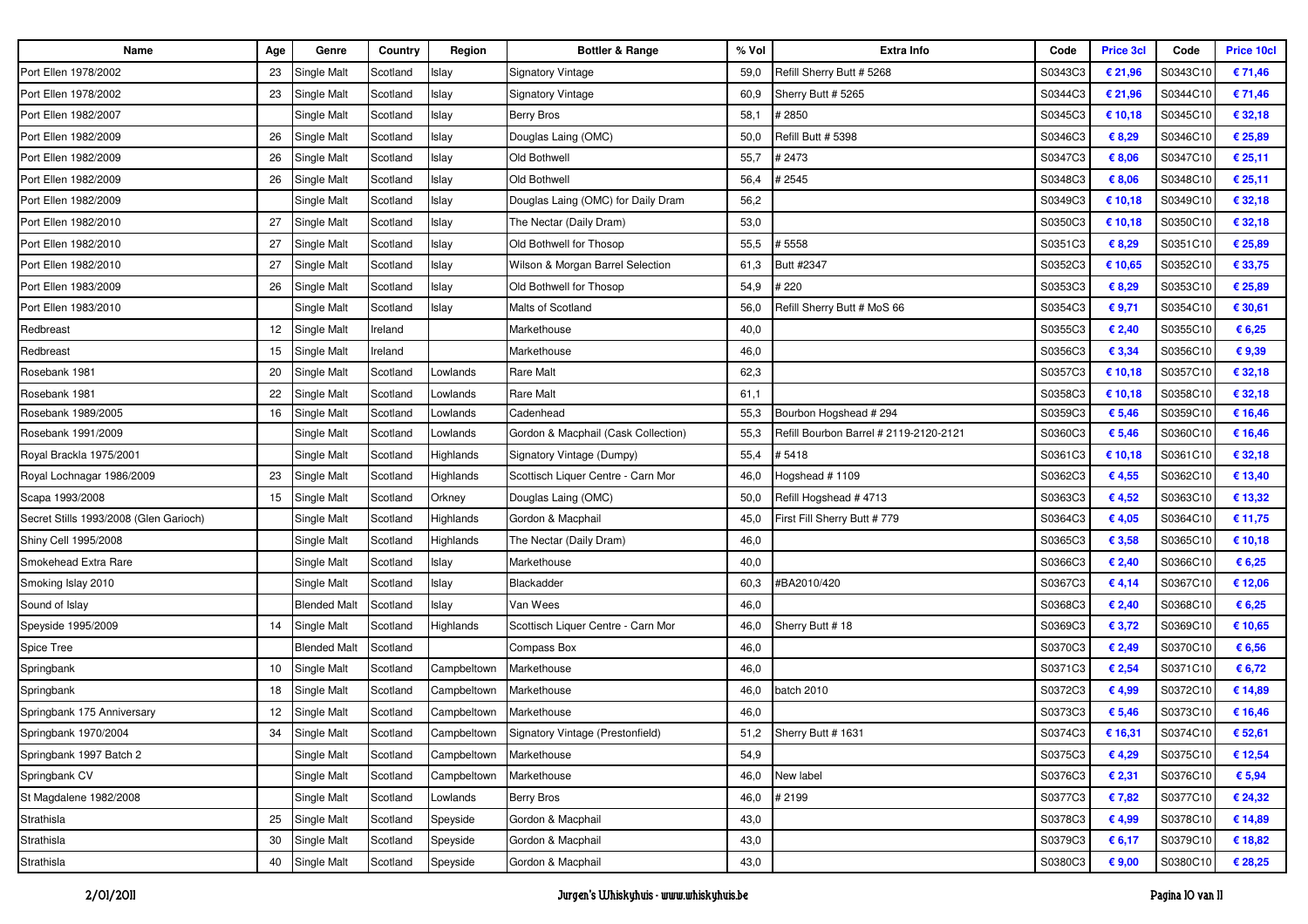| Name | Age | Genre | Country | Region | Bottler & Range | % Vol | Extra Info | Code | Price 3cl | Code | Price 10cl |
|---|---|---|---|---|---|---|---|---|---|---|---|
| Port Ellen 1978/2002 | 23 | Single Malt | Scotland | Islay | Signatory Vintage | 59,0 | Refill Sherry Butt # 5268 | S0343C3 | € 21,96 | S0343C10 | € 71,46 |
| Port Ellen 1978/2002 | 23 | Single Malt | Scotland | Islay | Signatory Vintage | 60,9 | Sherry Butt # 5265 | S0344C3 | € 21,96 | S0344C10 | € 71,46 |
| Port Ellen 1982/2007 | | Single Malt | Scotland | Islay | Berry Bros | 58,1 | # 2850 | S0345C3 | € 10,18 | S0345C10 | € 32,18 |
| Port Ellen 1982/2009 | 26 | Single Malt | Scotland | Islay | Douglas Laing (OMC) | 50,0 | Refill Butt # 5398 | S0346C3 | € 8,29 | S0346C10 | € 25,89 |
| Port Ellen 1982/2009 | 26 | Single Malt | Scotland | Islay | Old Bothwell | 55,7 | # 2473 | S0347C3 | € 8,06 | S0347C10 | € 25,11 |
| Port Ellen 1982/2009 | 26 | Single Malt | Scotland | Islay | Old Bothwell | 56,4 | # 2545 | S0348C3 | € 8,06 | S0348C10 | € 25,11 |
| Port Ellen 1982/2009 | | Single Malt | Scotland | Islay | Douglas Laing (OMC) for Daily Dram | 56,2 | | S0349C3 | € 10,18 | S0349C10 | € 32,18 |
| Port Ellen 1982/2010 | 27 | Single Malt | Scotland | Islay | The Nectar (Daily Dram) | 53,0 | | S0350C3 | € 10,18 | S0350C10 | € 32,18 |
| Port Ellen 1982/2010 | 27 | Single Malt | Scotland | Islay | Old Bothwell for Thosop | 55,5 | # 5558 | S0351C3 | € 8,29 | S0351C10 | € 25,89 |
| Port Ellen 1982/2010 | 27 | Single Malt | Scotland | Islay | Wilson & Morgan Barrel Selection | 61,3 | Butt #2347 | S0352C3 | € 10,65 | S0352C10 | € 33,75 |
| Port Ellen 1983/2009 | 26 | Single Malt | Scotland | Islay | Old Bothwell for Thosop | 54,9 | # 220 | S0353C3 | € 8,29 | S0353C10 | € 25,89 |
| Port Ellen 1983/2010 | | Single Malt | Scotland | Islay | Malts of Scotland | 56,0 | Refill Sherry Butt # MoS 66 | S0354C3 | € 9,71 | S0354C10 | € 30,61 |
| Redbreast | 12 | Single Malt | Ireland | | Markethouse | 40,0 | | S0355C3 | € 2,40 | S0355C10 | € 6,25 |
| Redbreast | 15 | Single Malt | Ireland | | Markethouse | 46,0 | | S0356C3 | € 3,34 | S0356C10 | € 9,39 |
| Rosebank 1981 | 20 | Single Malt | Scotland | Lowlands | Rare Malt | 62,3 | | S0357C3 | € 10,18 | S0357C10 | € 32,18 |
| Rosebank 1981 | 22 | Single Malt | Scotland | Lowlands | Rare Malt | 61,1 | | S0358C3 | € 10,18 | S0358C10 | € 32,18 |
| Rosebank 1989/2005 | 16 | Single Malt | Scotland | Lowlands | Cadenhead | 55,3 | Bourbon Hogshead # 294 | S0359C3 | € 5,46 | S0359C10 | € 16,46 |
| Rosebank 1991/2009 | | Single Malt | Scotland | Lowlands | Gordon & Macphail (Cask Collection) | 55,3 | Refill Bourbon Barrel # 2119-2120-2121 | S0360C3 | € 5,46 | S0360C10 | € 16,46 |
| Royal Brackla 1975/2001 | | Single Malt | Scotland | Highlands | Signatory Vintage (Dumpy) | 55,4 | # 5418 | S0361C3 | € 10,18 | S0361C10 | € 32,18 |
| Royal Lochnagar 1986/2009 | 23 | Single Malt | Scotland | Highlands | Scottisch Liquer Centre - Carn Mor | 46,0 | Hogshead # 1109 | S0362C3 | € 4,55 | S0362C10 | € 13,40 |
| Scapa 1993/2008 | 15 | Single Malt | Scotland | Orkney | Douglas Laing (OMC) | 50,0 | Refill Hogshead # 4713 | S0363C3 | € 4,52 | S0363C10 | € 13,32 |
| Secret Stills 1993/2008 (Glen Garioch) | | Single Malt | Scotland | Highlands | Gordon & Macphail | 45,0 | First Fill Sherry Butt # 779 | S0364C3 | € 4,05 | S0364C10 | € 11,75 |
| Shiny Cell 1995/2008 | | Single Malt | Scotland | Highlands | The Nectar (Daily Dram) | 46,0 | | S0365C3 | € 3,58 | S0365C10 | € 10,18 |
| Smokehead Extra Rare | | Single Malt | Scotland | Islay | Markethouse | 40,0 | | S0366C3 | € 2,40 | S0366C10 | € 6,25 |
| Smoking Islay 2010 | | Single Malt | Scotland | Islay | Blackadder | 60,3 | #BA2010/420 | S0367C3 | € 4,14 | S0367C10 | € 12,06 |
| Sound of Islay | | Blended Malt | Scotland | Islay | Van Wees | 46,0 | | S0368C3 | € 2,40 | S0368C10 | € 6,25 |
| Speyside 1995/2009 | 14 | Single Malt | Scotland | Highlands | Scottisch Liquer Centre - Carn Mor | 46,0 | Sherry Butt # 18 | S0369C3 | € 3,72 | S0369C10 | € 10,65 |
| Spice Tree | | Blended Malt | Scotland | | Compass Box | 46,0 | | S0370C3 | € 2,49 | S0370C10 | € 6,56 |
| Springbank | 10 | Single Malt | Scotland | Campbeltown | Markethouse | 46,0 | | S0371C3 | € 2,54 | S0371C10 | € 6,72 |
| Springbank | 18 | Single Malt | Scotland | Campbeltown | Markethouse | 46,0 | batch 2010 | S0372C3 | € 4,99 | S0372C10 | € 14,89 |
| Springbank 175 Anniversary | 12 | Single Malt | Scotland | Campbeltown | Markethouse | 46,0 | | S0373C3 | € 5,46 | S0373C10 | € 16,46 |
| Springbank 1970/2004 | 34 | Single Malt | Scotland | Campbeltown | Signatory Vintage (Prestonfield) | 51,2 | Sherry Butt # 1631 | S0374C3 | € 16,31 | S0374C10 | € 52,61 |
| Springbank 1997 Batch 2 | | Single Malt | Scotland | Campbeltown | Markethouse | 54,9 | | S0375C3 | € 4,29 | S0375C10 | € 12,54 |
| Springbank CV | | Single Malt | Scotland | Campbeltown | Markethouse | 46,0 | New label | S0376C3 | € 2,31 | S0376C10 | € 5,94 |
| St Magdalene 1982/2008 | | Single Malt | Scotland | Lowlands | Berry Bros | 46,0 | # 2199 | S0377C3 | € 7,82 | S0377C10 | € 24,32 |
| Strathisla | 25 | Single Malt | Scotland | Speyside | Gordon & Macphail | 43,0 | | S0378C3 | € 4,99 | S0378C10 | € 14,89 |
| Strathisla | 30 | Single Malt | Scotland | Speyside | Gordon & Macphail | 43,0 | | S0379C3 | € 6,17 | S0379C10 | € 18,82 |
| Strathisla | 40 | Single Malt | Scotland | Speyside | Gordon & Macphail | 43,0 | | S0380C3 | € 9,00 | S0380C10 | € 28,25 |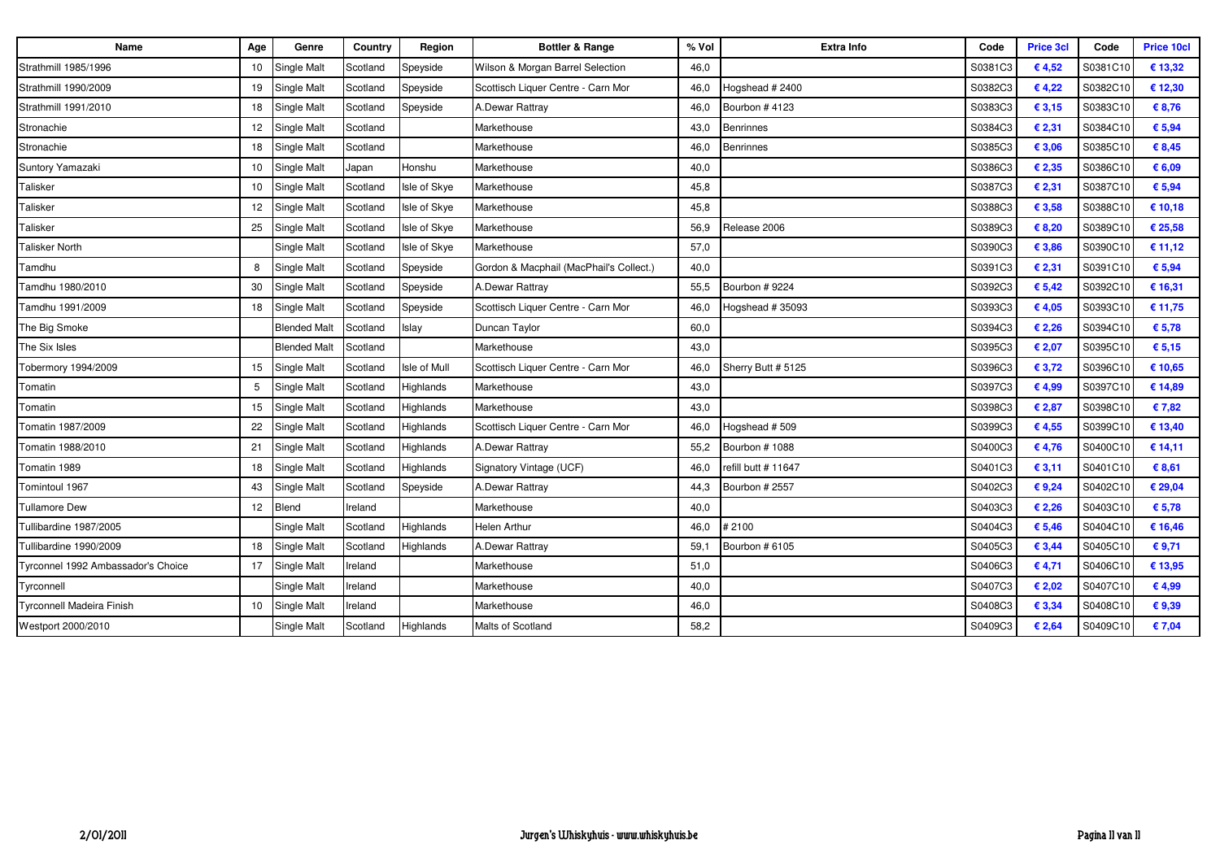| Name | Age | Genre | Country | Region | Bottler & Range | % Vol | Extra Info | Code | Price 3cl | Code | Price 10cl |
|---|---|---|---|---|---|---|---|---|---|---|---|
| Strathmill 1985/1996 | 10 | Single Malt | Scotland | Speyside | Wilson & Morgan Barrel Selection | 46,0 | | S0381C3 | € 4,52 | S0381C10 | € 13,32 |
| Strathmill 1990/2009 | 19 | Single Malt | Scotland | Speyside | Scottisch Liquer Centre - Carn Mor | 46,0 | Hogshead # 2400 | S0382C3 | € 4,22 | S0382C10 | € 12,30 |
| Strathmill 1991/2010 | 18 | Single Malt | Scotland | Speyside | A.Dewar Rattray | 46,0 | Bourbon # 4123 | S0383C3 | € 3,15 | S0383C10 | € 8,76 |
| Stronachie | 12 | Single Malt | Scotland | | Markethouse | 43,0 | Benrinnes | S0384C3 | € 2,31 | S0384C10 | € 5,94 |
| Stronachie | 18 | Single Malt | Scotland | | Markethouse | 46,0 | Benrinnes | S0385C3 | € 3,06 | S0385C10 | € 8,45 |
| Suntory Yamazaki | 10 | Single Malt | Japan | Honshu | Markethouse | 40,0 | | S0386C3 | € 2,35 | S0386C10 | € 6,09 |
| Talisker | 10 | Single Malt | Scotland | Isle of Skye | Markethouse | 45,8 | | S0387C3 | € 2,31 | S0387C10 | € 5,94 |
| Talisker | 12 | Single Malt | Scotland | Isle of Skye | Markethouse | 45,8 | | S0388C3 | € 3,58 | S0388C10 | € 10,18 |
| Talisker | 25 | Single Malt | Scotland | Isle of Skye | Markethouse | 56,9 | Release 2006 | S0389C3 | € 8,20 | S0389C10 | € 25,58 |
| Talisker North | | Single Malt | Scotland | Isle of Skye | Markethouse | 57,0 | | S0390C3 | € 3,86 | S0390C10 | € 11,12 |
| Tamdhu | 8 | Single Malt | Scotland | Speyside | Gordon & Macphail (MacPhail's Collect.) | 40,0 | | S0391C3 | € 2,31 | S0391C10 | € 5,94 |
| Tamdhu 1980/2010 | 30 | Single Malt | Scotland | Speyside | A.Dewar Rattray | 55,5 | Bourbon # 9224 | S0392C3 | € 5,42 | S0392C10 | € 16,31 |
| Tamdhu 1991/2009 | 18 | Single Malt | Scotland | Speyside | Scottisch Liquer Centre - Carn Mor | 46,0 | Hogshead # 35093 | S0393C3 | € 4,05 | S0393C10 | € 11,75 |
| The Big Smoke | | Blended Malt | Scotland | Islay | Duncan Taylor | 60,0 | | S0394C3 | € 2,26 | S0394C10 | € 5,78 |
| The Six Isles | | Blended Malt | Scotland | | Markethouse | 43,0 | | S0395C3 | € 2,07 | S0395C10 | € 5,15 |
| Tobermory 1994/2009 | 15 | Single Malt | Scotland | Isle of Mull | Scottisch Liquer Centre - Carn Mor | 46,0 | Sherry Butt # 5125 | S0396C3 | € 3,72 | S0396C10 | € 10,65 |
| Tomatin | 5 | Single Malt | Scotland | Highlands | Markethouse | 43,0 | | S0397C3 | € 4,99 | S0397C10 | € 14,89 |
| Tomatin | 15 | Single Malt | Scotland | Highlands | Markethouse | 43,0 | | S0398C3 | € 2,87 | S0398C10 | € 7,82 |
| Tomatin 1987/2009 | 22 | Single Malt | Scotland | Highlands | Scottisch Liquer Centre - Carn Mor | 46,0 | Hogshead # 509 | S0399C3 | € 4,55 | S0399C10 | € 13,40 |
| Tomatin 1988/2010 | 21 | Single Malt | Scotland | Highlands | A.Dewar Rattray | 55,2 | Bourbon # 1088 | S0400C3 | € 4,76 | S0400C10 | € 14,11 |
| Tomatin 1989 | 18 | Single Malt | Scotland | Highlands | Signatory Vintage (UCF) | 46,0 | refill butt # 11647 | S0401C3 | € 3,11 | S0401C10 | € 8,61 |
| Tomintoul 1967 | 43 | Single Malt | Scotland | Speyside | A.Dewar Rattray | 44,3 | Bourbon # 2557 | S0402C3 | € 9,24 | S0402C10 | € 29,04 |
| Tullamore Dew | 12 | Blend | Ireland | | Markethouse | 40,0 | | S0403C3 | € 2,26 | S0403C10 | € 5,78 |
| Tullibardine 1987/2005 | | Single Malt | Scotland | Highlands | Helen Arthur | 46,0 | # 2100 | S0404C3 | € 5,46 | S0404C10 | € 16,46 |
| Tullibardine 1990/2009 | 18 | Single Malt | Scotland | Highlands | A.Dewar Rattray | 59,1 | Bourbon # 6105 | S0405C3 | € 3,44 | S0405C10 | € 9,71 |
| Tyrconnel 1992 Ambassador's Choice | 17 | Single Malt | Ireland | | Markethouse | 51,0 | | S0406C3 | € 4,71 | S0406C10 | € 13,95 |
| Tyrconnell | | Single Malt | Ireland | | Markethouse | 40,0 | | S0407C3 | € 2,02 | S0407C10 | € 4,99 |
| Tyrconnell Madeira Finish | 10 | Single Malt | Ireland | | Markethouse | 46,0 | | S0408C3 | € 3,34 | S0408C10 | € 9,39 |
| Westport 2000/2010 | | Single Malt | Scotland | Highlands | Malts of Scotland | 58,2 | | S0409C3 | € 2,64 | S0409C10 | € 7,04 |